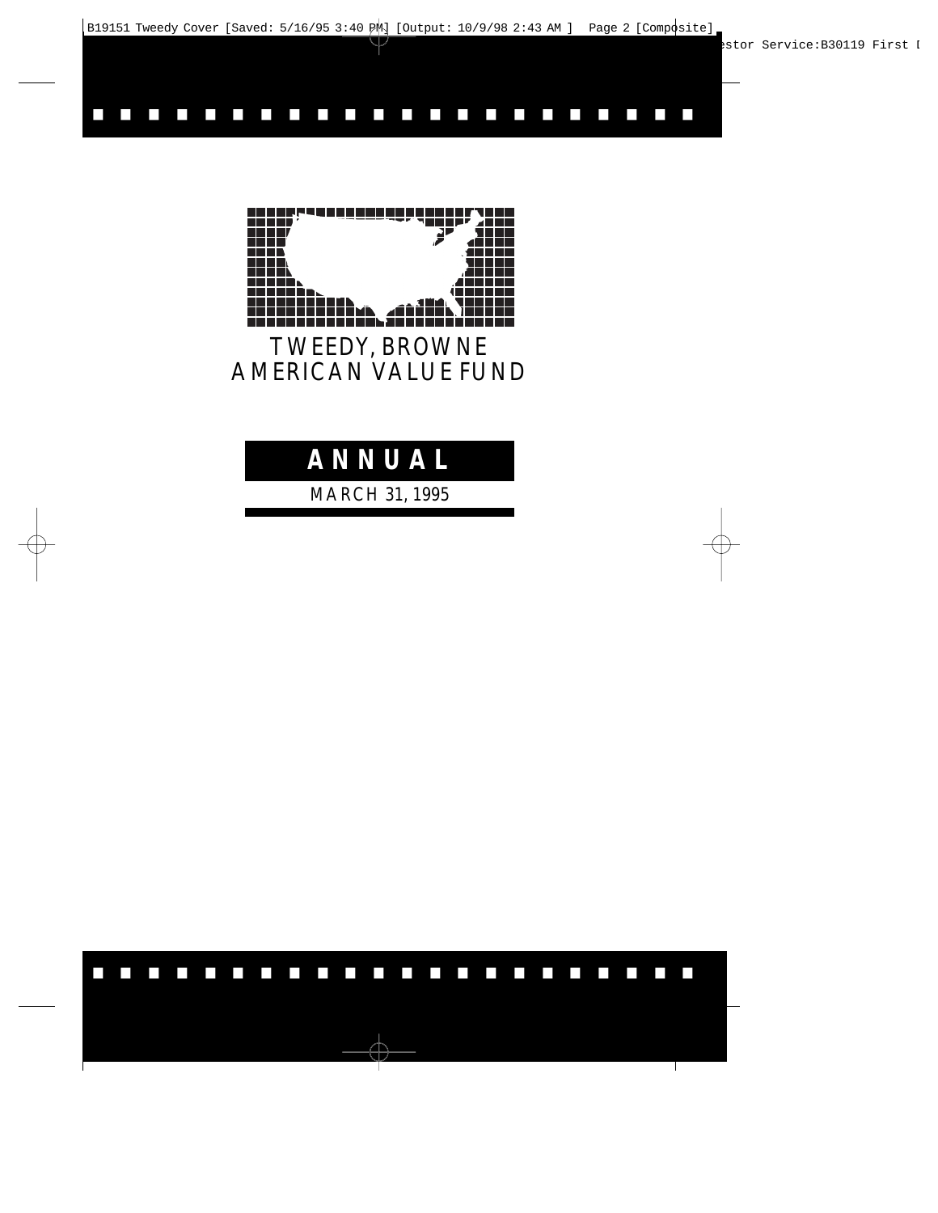# TWEEDY, BROWNE AMERICAN VALUE FUND

## ANNUAL

MARCH 31, 1995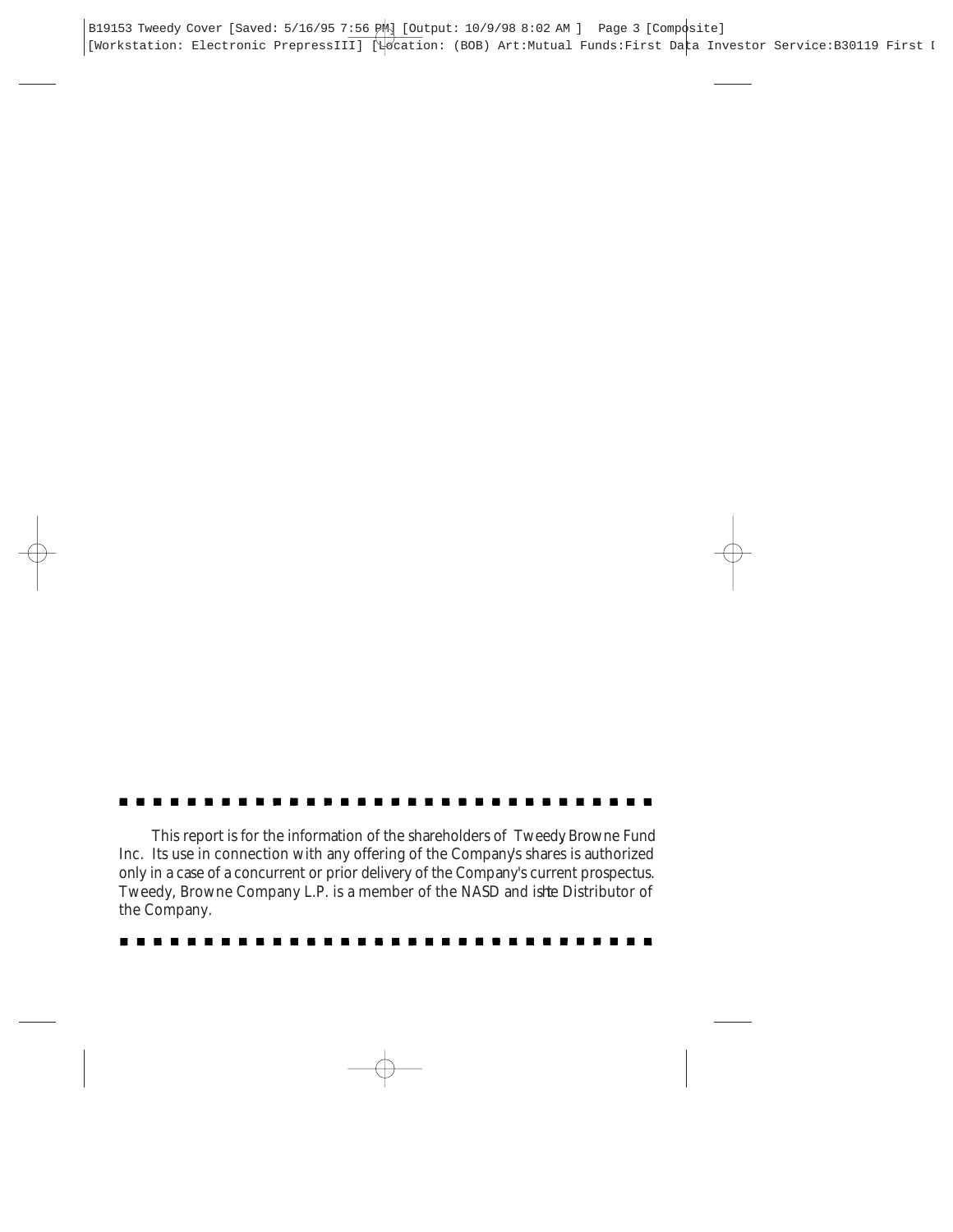This report is for the information of the shareholders of Tweedy Browne Fund Inc. Its use in connection with any offering of the Company's shares is authorized only in a case of a concurrent or prior delivery of the Company's current prospectus. Tweedy, Browne Company L.P. is a member of the NASD and is the Distributor of the Company.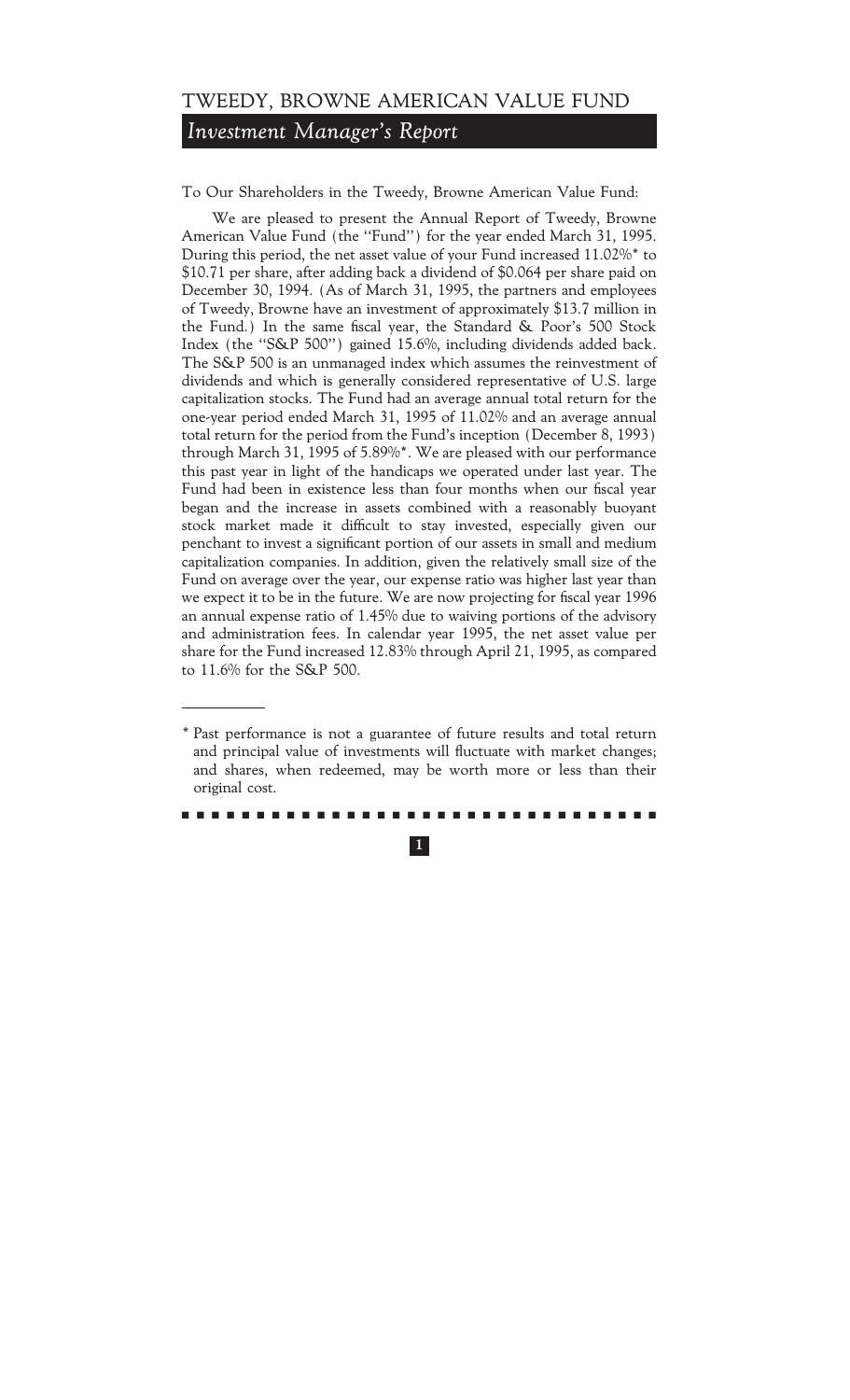# TWEEDY, BROWNE AMERICAN VALUE FUND

## *Investment Manager's Report*

To Our Shareholders in the Tweedy, Browne American Value Fund:

We are pleased to present the Annual Report of Tweedy, Browne American Value Fund (the ''Fund'') for the year ended March 31, 1995. During this period, the net asset value of your Fund increased 11.02%* to $10.71 per share, after adding back a dividend of $0.064 per share paid on December 30, 1994. (As of March 31, 1995, the partners and employees of Tweedy, Browne have an investment of approximately $13.7 million in the Fund.) In the same fiscal year, the Standard & Poor's 500 Stock Index (the ''S&P 500'') gained 15.6%, including dividends added back. The S&P 500 is an unmanaged index which assumes the reinvestment of dividends and which is generally considered representative of U.S. large capitalization stocks. The Fund had an average annual total return for the one-year period ended March 31, 1995 of 11.02% and an average annual total return for the period from the Fund's inception (December 8, 1993) through March 31, 1995 of 5.89%*. We are pleased with our performance this past year in light of the handicaps we operated under last year. The Fund had been in existence less than four months when our fiscal year began and the increase in assets combined with a reasonably buoyant stock market made it difficult to stay invested, especially given our penchant to invest a significant portion of our assets in small and medium capitalization companies. In addition, given the relatively small size of the Fund on average over the year, our expense ratio was higher last year than we expect it to be in the future. We are now projecting for fiscal year 1996 an annual expense ratio of 1.45% due to waiving portions of the advisory and administration fees. In calendar year 1995, the net asset value per share for the Fund increased 12.83% through April 21, 1995, as compared to 11.6% for the S&P 500.

---

\* Past performance is not a guarantee of future results and total return and principal value of investments will fluctuate with market changes; and shares, when redeemed, may be worth more or less than their original cost.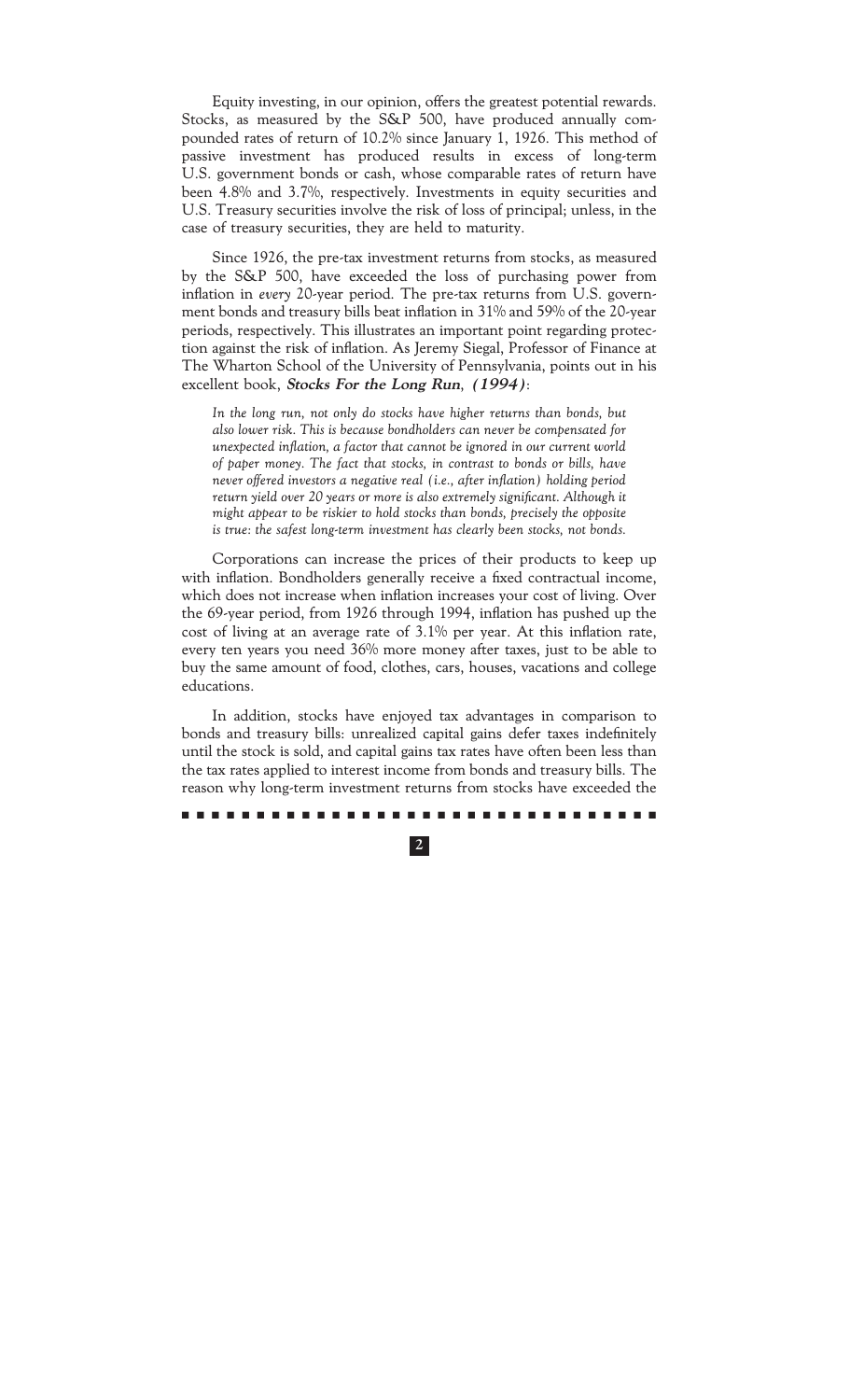Equity investing, in our opinion, offers the greatest potential rewards. Stocks, as measured by the S&P 500, have produced annually compounded rates of return of 10.2% since January 1, 1926. This method of passive investment has produced results in excess of long-term U.S. government bonds or cash, whose comparable rates of return have been 4.8% and 3.7%, respectively. Investments in equity securities and U.S. Treasury securities involve the risk of loss of principal; unless, in the case of treasury securities, they are held to maturity.

Since 1926, the pre-tax investment returns from stocks, as measured by the S&P 500, have exceeded the loss of purchasing power from inflation in *every* 20-year period. The pre-tax returns from U.S. government bonds and treasury bills beat inflation in 31% and 59% of the 20-year periods, respectively. This illustrates an important point regarding protection against the risk of inflation. As Jeremy Siegal, Professor of Finance at The Wharton School of the University of Pennsylvania, points out in his excellent book, ***Stocks For the Long Run*, *(1994)***:

> *In the long run, not only do stocks have higher returns than bonds, but also lower risk. This is because bondholders can never be compensated for unexpected inflation, a factor that cannot be ignored in our current world of paper money. The fact that stocks, in contrast to bonds or bills, have never offered investors a negative real (i.e., after inflation) holding period return yield over 20 years or more is also extremely significant. Although it might appear to be riskier to hold stocks than bonds, precisely the opposite is true: the safest long-term investment has clearly been stocks, not bonds.*

Corporations can increase the prices of their products to keep up with inflation. Bondholders generally receive a fixed contractual income, which does not increase when inflation increases your cost of living. Over the 69-year period, from 1926 through 1994, inflation has pushed up the cost of living at an average rate of 3.1% per year. At this inflation rate, every ten years you need 36% more money after taxes, just to be able to buy the same amount of food, clothes, cars, houses, vacations and college educations.

In addition, stocks have enjoyed tax advantages in comparison to bonds and treasury bills: unrealized capital gains defer taxes indefinitely until the stock is sold, and capital gains tax rates have often been less than the tax rates applied to interest income from bonds and treasury bills. The reason why long-term investment returns from stocks have exceeded the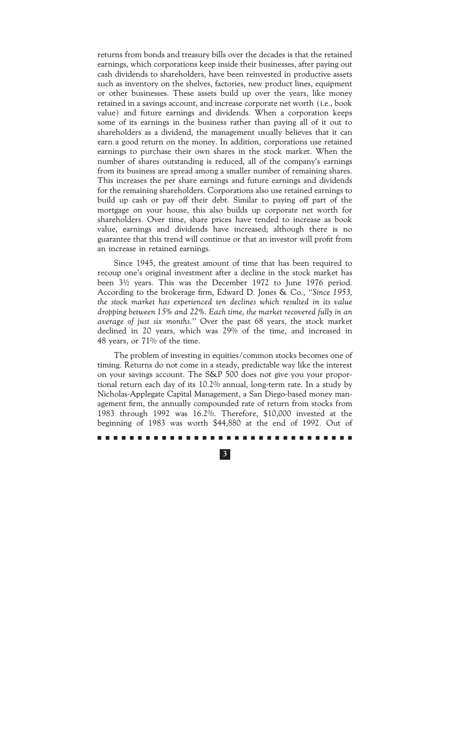returns from bonds and treasury bills over the decades is that the retained earnings, which corporations keep inside their businesses, after paying out cash dividends to shareholders, have been reinvested in productive assets such as inventory on the shelves, factories, new product lines, equipment or other businesses. These assets build up over the years, like money retained in a savings account, and increase corporate net worth (i.e., book value) and future earnings and dividends. When a corporation keeps some of its earnings in the business rather than paying all of it out to shareholders as a dividend, the management usually believes that it can earn a good return on the money. In addition, corporations use retained earnings to purchase their own shares in the stock market. When the number of shares outstanding is reduced, all of the company's earnings from its business are spread among a smaller number of remaining shares. This increases the per share earnings and future earnings and dividends for the remaining shareholders. Corporations also use retained earnings to build up cash or pay off their debt. Similar to paying off part of the mortgage on your house, this also builds up corporate net worth for shareholders. Over time, share prices have tended to increase as book value, earnings and dividends have increased; although there is no guarantee that this trend will continue or that an investor will profit from an increase in retained earnings.

Since 1945, the greatest amount of time that has been required to recoup one's original investment after a decline in the stock market has been 3½ years. This was the December 1972 to June 1976 period. According to the brokerage firm, Edward D. Jones & Co., "*Since 1953, the stock market has experienced ten declines which resulted in its value dropping between 15% and 22%. Each time, the market recovered fully in an average of just six months.*" Over the past 68 years, the stock market declined in 20 years, which was 29% of the time, and increased in 48 years, or 71% of the time.

The problem of investing in equities/common stocks becomes one of timing. Returns do not come in a steady, predictable way like the interest on your savings account. The S&P 500 does not give you your proportional return each day of its 10.2% annual, long-term rate. In a study by Nicholas-Applegate Capital Management, a San Diego-based money management firm, the annually compounded rate of return from stocks from 1983 through 1992 was 16.2%. Therefore, $10,000 invested at the beginning of 1983 was worth $44,880 at the end of 1992. Out of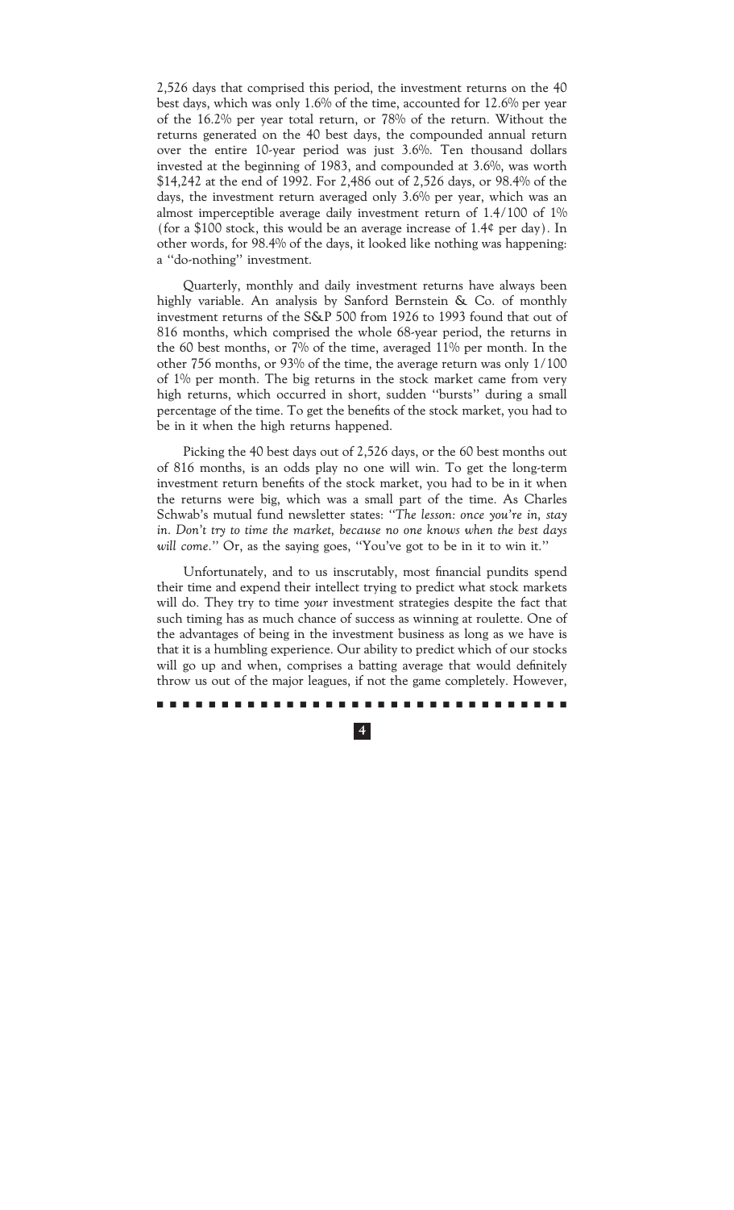2,526 days that comprised this period, the investment returns on the 40 best days, which was only 1.6% of the time, accounted for 12.6% per year of the 16.2% per year total return, or 78% of the return. Without the returns generated on the 40 best days, the compounded annual return over the entire 10-year period was just 3.6%. Ten thousand dollars invested at the beginning of 1983, and compounded at 3.6%, was worth $14,242 at the end of 1992. For 2,486 out of 2,526 days, or 98.4% of the days, the investment return averaged only 3.6% per year, which was an almost imperceptible average daily investment return of 1.4/100 of 1% (for a $100 stock, this would be an average increase of 1.4¢ per day). In other words, for 98.4% of the days, it looked like nothing was happening: a ''do-nothing'' investment.

Quarterly, monthly and daily investment returns have always been highly variable. An analysis by Sanford Bernstein & Co. of monthly investment returns of the S&P 500 from 1926 to 1993 found that out of 816 months, which comprised the whole 68-year period, the returns in the 60 best months, or 7% of the time, averaged 11% per month. In the other 756 months, or 93% of the time, the average return was only 1/100 of 1% per month. The big returns in the stock market came from very high returns, which occurred in short, sudden ''bursts'' during a small percentage of the time. To get the benefits of the stock market, you had to be in it when the high returns happened.

Picking the 40 best days out of 2,526 days, or the 60 best months out of 816 months, is an odds play no one will win. To get the long-term investment return benefits of the stock market, you had to be in it when the returns were big, which was a small part of the time. As Charles Schwab's mutual fund newsletter states: ''*The lesson: once you're in, stay in. Don't try to time the market, because no one knows when the best days will come.*'' Or, as the saying goes, ''You've got to be in it to win it.''

Unfortunately, and to us inscrutably, most financial pundits spend their time and expend their intellect trying to predict what stock markets will do. They try to time *your* investment strategies despite the fact that such timing has as much chance of success as winning at roulette. One of the advantages of being in the investment business as long as we have is that it is a humbling experience. Our ability to predict which of our stocks will go up and when, comprises a batting average that would definitely throw us out of the major leagues, if not the game completely. However,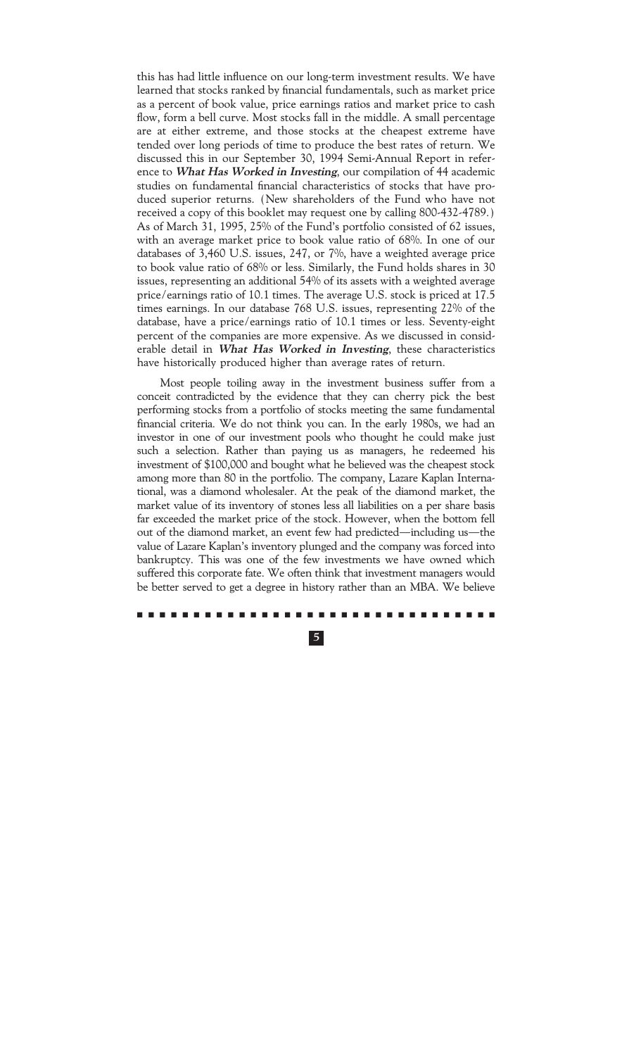this has had little influence on our long-term investment results. We have learned that stocks ranked by financial fundamentals, such as market price as a percent of book value, price earnings ratios and market price to cash flow, form a bell curve. Most stocks fall in the middle. A small percentage are at either extreme, and those stocks at the cheapest extreme have tended over long periods of time to produce the best rates of return. We discussed this in our September 30, 1994 Semi-Annual Report in reference to ***What Has Worked in Investing***, our compilation of 44 academic studies on fundamental financial characteristics of stocks that have produced superior returns. (New shareholders of the Fund who have not received a copy of this booklet may request one by calling 800-432-4789.) As of March 31, 1995, 25% of the Fund's portfolio consisted of 62 issues, with an average market price to book value ratio of 68%. In one of our databases of 3,460 U.S. issues, 247, or 7%, have a weighted average price to book value ratio of 68% or less. Similarly, the Fund holds shares in 30 issues, representing an additional 54% of its assets with a weighted average price/earnings ratio of 10.1 times. The average U.S. stock is priced at 17.5 times earnings. In our database 768 U.S. issues, representing 22% of the database, have a price/earnings ratio of 10.1 times or less. Seventy-eight percent of the companies are more expensive. As we discussed in considerable detail in ***What Has Worked in Investing***, these characteristics have historically produced higher than average rates of return.

Most people toiling away in the investment business suffer from a conceit contradicted by the evidence that they can cherry pick the best performing stocks from a portfolio of stocks meeting the same fundamental financial criteria. We do not think you can. In the early 1980s, we had an investor in one of our investment pools who thought he could make just such a selection. Rather than paying us as managers, he redeemed his investment of $100,000 and bought what he believed was the cheapest stock among more than 80 in the portfolio. The company, Lazare Kaplan International, was a diamond wholesaler. At the peak of the diamond market, the market value of its inventory of stones less all liabilities on a per share basis far exceeded the market price of the stock. However, when the bottom fell out of the diamond market, an event few had predicted—including us—the value of Lazare Kaplan's inventory plunged and the company was forced into bankruptcy. This was one of the few investments we have owned which suffered this corporate fate. We often think that investment managers would be better served to get a degree in history rather than an MBA. We believe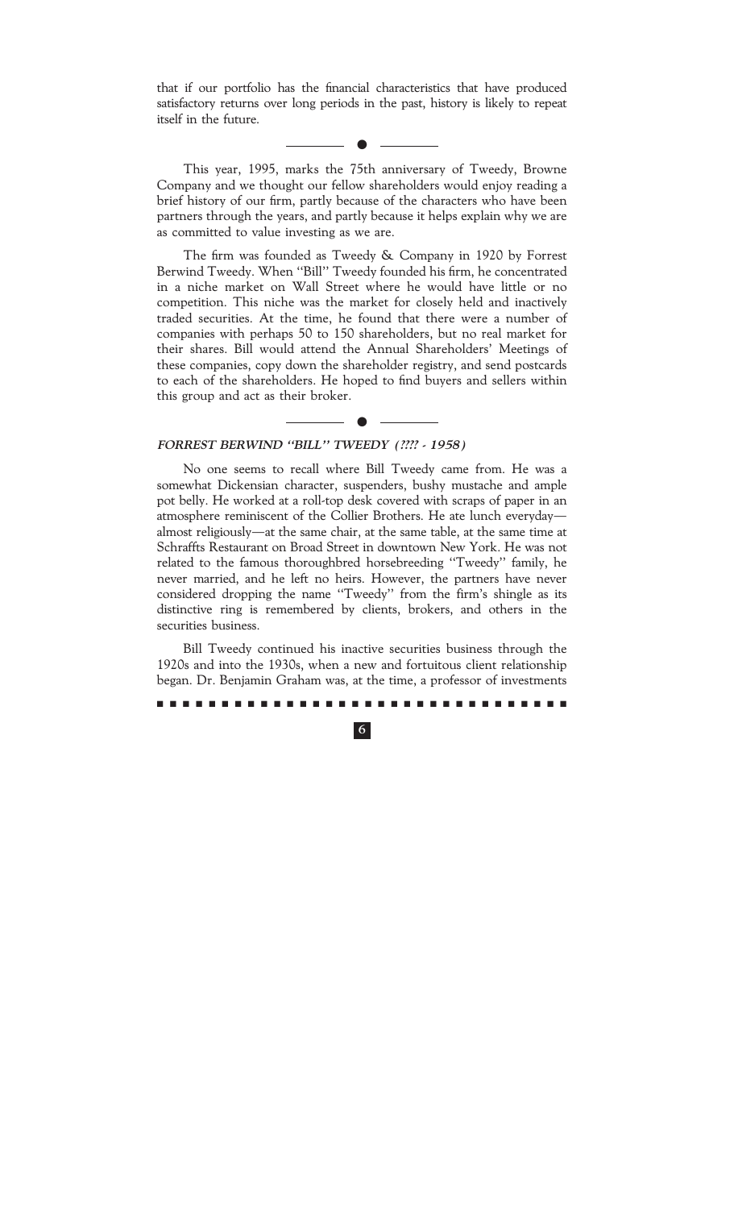that if our portfolio has the financial characteristics that have produced satisfactory returns over long periods in the past, history is likely to repeat itself in the future.

---

This year, 1995, marks the 75th anniversary of Tweedy, Browne Company and we thought our fellow shareholders would enjoy reading a brief history of our firm, partly because of the characters who have been partners through the years, and partly because it helps explain why we are as committed to value investing as we are.

The firm was founded as Tweedy & Company in 1920 by Forrest Berwind Tweedy. When "Bill" Tweedy founded his firm, he concentrated in a niche market on Wall Street where he would have little or no competition. This niche was the market for closely held and inactively traded securities. At the time, he found that there were a number of companies with perhaps 50 to 150 shareholders, but no real market for their shares. Bill would attend the Annual Shareholders' Meetings of these companies, copy down the shareholder registry, and send postcards to each of the shareholders. He hoped to find buyers and sellers within this group and act as their broker.

---

***FORREST BERWIND "BILL" TWEEDY (???? - 1958)***

No one seems to recall where Bill Tweedy came from. He was a somewhat Dickensian character, suspenders, bushy mustache and ample pot belly. He worked at a roll-top desk covered with scraps of paper in an atmosphere reminiscent of the Collier Brothers. He ate lunch everyday—almost religiously—at the same chair, at the same table, at the same time at Schraffts Restaurant on Broad Street in downtown New York. He was not related to the famous thoroughbred horsebreeding "Tweedy" family, he never married, and he left no heirs. However, the partners have never considered dropping the name "Tweedy" from the firm's shingle as its distinctive ring is remembered by clients, brokers, and others in the securities business.

Bill Tweedy continued his inactive securities business through the 1920s and into the 1930s, when a new and fortuitous client relationship began. Dr. Benjamin Graham was, at the time, a professor of investments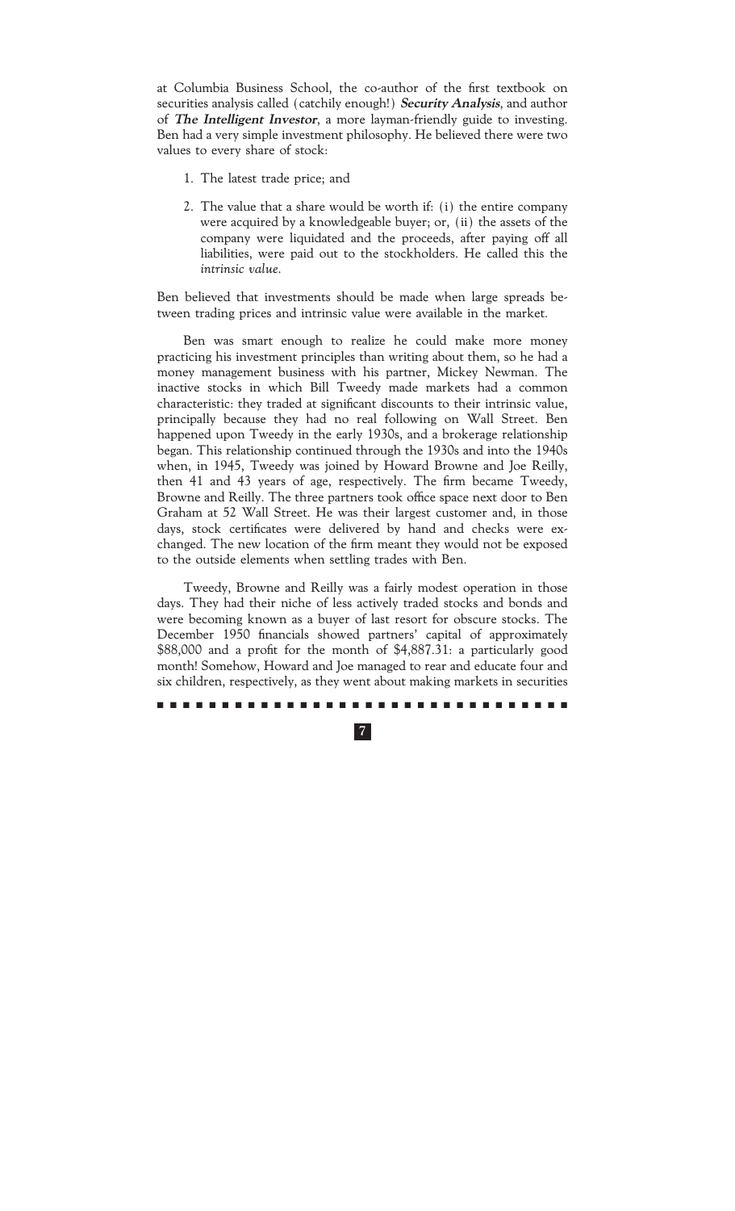at Columbia Business School, the co-author of the first textbook on securities analysis called (catchily enough!) ***Security Analysis***, and author of ***The Intelligent Investor***, a more layman-friendly guide to investing. Ben had a very simple investment philosophy. He believed there were two values to every share of stock:

1. The latest trade price; and

2. The value that a share would be worth if: (i) the entire company were acquired by a knowledgeable buyer; or, (ii) the assets of the company were liquidated and the proceeds, after paying off all liabilities, were paid out to the stockholders. He called this the *intrinsic value*.

Ben believed that investments should be made when large spreads between trading prices and intrinsic value were available in the market.

Ben was smart enough to realize he could make more money practicing his investment principles than writing about them, so he had a money management business with his partner, Mickey Newman. The inactive stocks in which Bill Tweedy made markets had a common characteristic: they traded at significant discounts to their intrinsic value, principally because they had no real following on Wall Street. Ben happened upon Tweedy in the early 1930s, and a brokerage relationship began. This relationship continued through the 1930s and into the 1940s when, in 1945, Tweedy was joined by Howard Browne and Joe Reilly, then 41 and 43 years of age, respectively. The firm became Tweedy, Browne and Reilly. The three partners took office space next door to Ben Graham at 52 Wall Street. He was their largest customer and, in those days, stock certificates were delivered by hand and checks were exchanged. The new location of the firm meant they would not be exposed to the outside elements when settling trades with Ben.

Tweedy, Browne and Reilly was a fairly modest operation in those days. They had their niche of less actively traded stocks and bonds and were becoming known as a buyer of last resort for obscure stocks. The December 1950 financials showed partners' capital of approximately $88,000 and a profit for the month of $4,887.31: a particularly good month! Somehow, Howard and Joe managed to rear and educate four and six children, respectively, as they went about making markets in securities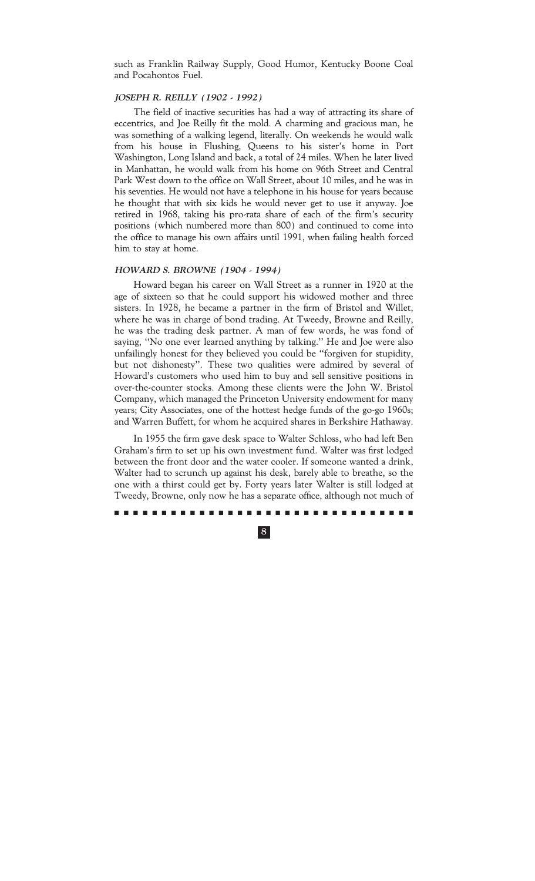such as Franklin Railway Supply, Good Humor, Kentucky Boone Coal and Pocahontos Fuel.

### *JOSEPH R. REILLY (1902 - 1992)*

The field of inactive securities has had a way of attracting its share of eccentrics, and Joe Reilly fit the mold. A charming and gracious man, he was something of a walking legend, literally. On weekends he would walk from his house in Flushing, Queens to his sister's home in Port Washington, Long Island and back, a total of 24 miles. When he later lived in Manhattan, he would walk from his home on 96th Street and Central Park West down to the office on Wall Street, about 10 miles, and he was in his seventies. He would not have a telephone in his house for years because he thought that with six kids he would never get to use it anyway. Joe retired in 1968, taking his pro-rata share of each of the firm's security positions (which numbered more than 800) and continued to come into the office to manage his own affairs until 1991, when failing health forced him to stay at home.

### *HOWARD S. BROWNE (1904 - 1994)*

Howard began his career on Wall Street as a runner in 1920 at the age of sixteen so that he could support his widowed mother and three sisters. In 1928, he became a partner in the firm of Bristol and Willet, where he was in charge of bond trading. At Tweedy, Browne and Reilly, he was the trading desk partner. A man of few words, he was fond of saying, "No one ever learned anything by talking." He and Joe were also unfailingly honest for they believed you could be "forgiven for stupidity, but not dishonesty". These two qualities were admired by several of Howard's customers who used him to buy and sell sensitive positions in over-the-counter stocks. Among these clients were the John W. Bristol Company, which managed the Princeton University endowment for many years; City Associates, one of the hottest hedge funds of the go-go 1960s; and Warren Buffett, for whom he acquired shares in Berkshire Hathaway.

In 1955 the firm gave desk space to Walter Schloss, who had left Ben Graham's firm to set up his own investment fund. Walter was first lodged between the front door and the water cooler. If someone wanted a drink, Walter had to scrunch up against his desk, barely able to breathe, so the one with a thirst could get by. Forty years later Walter is still lodged at Tweedy, Browne, only now he has a separate office, although not much of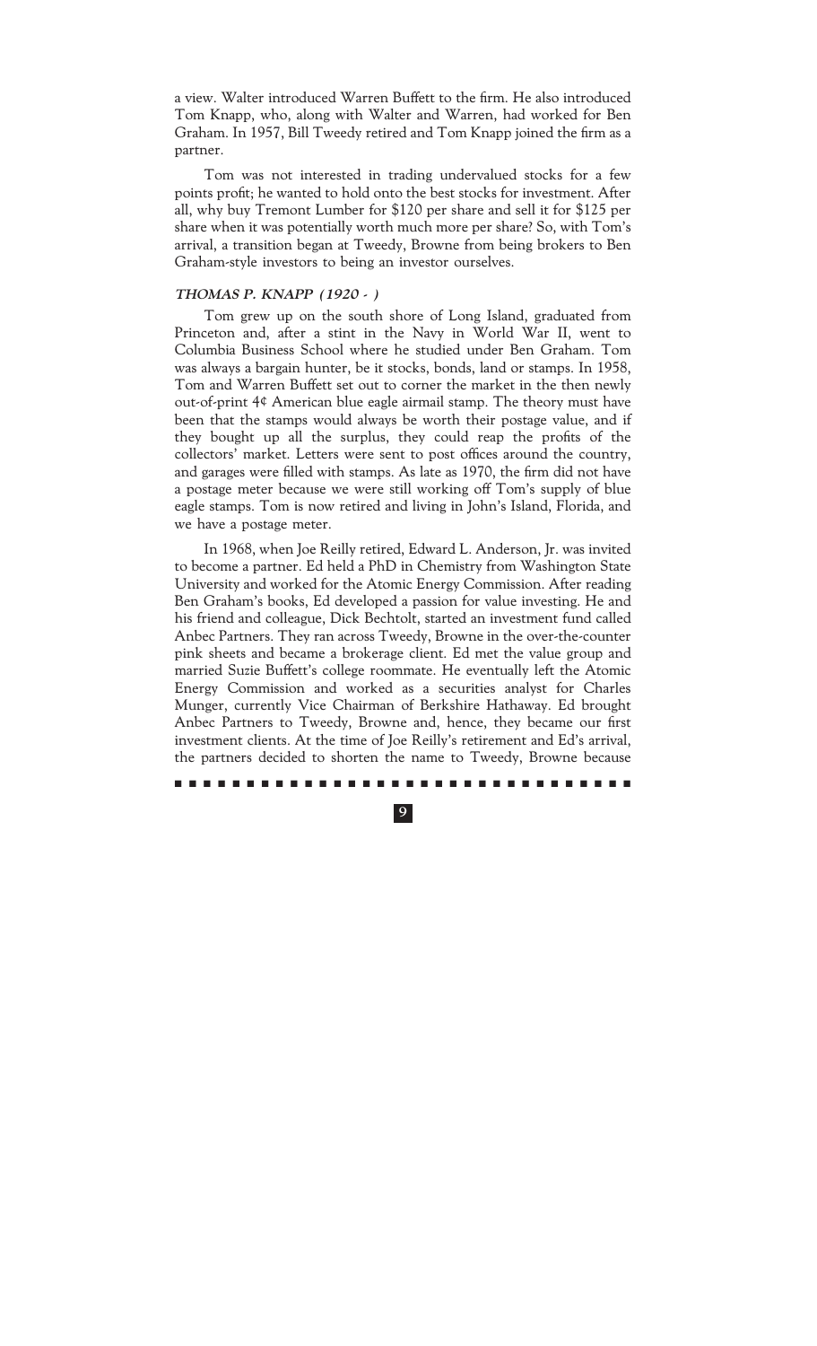a view. Walter introduced Warren Buffett to the firm. He also introduced Tom Knapp, who, along with Walter and Warren, had worked for Ben Graham. In 1957, Bill Tweedy retired and Tom Knapp joined the firm as a partner.

Tom was not interested in trading undervalued stocks for a few points profit; he wanted to hold onto the best stocks for investment. After all, why buy Tremont Lumber for $120 per share and sell it for $125 per share when it was potentially worth much more per share? So, with Tom's arrival, a transition began at Tweedy, Browne from being brokers to Ben Graham-style investors to being an investor ourselves.

### *THOMAS P. KNAPP (1920 - )*

Tom grew up on the south shore of Long Island, graduated from Princeton and, after a stint in the Navy in World War II, went to Columbia Business School where he studied under Ben Graham. Tom was always a bargain hunter, be it stocks, bonds, land or stamps. In 1958, Tom and Warren Buffett set out to corner the market in the then newly out-of-print 4¢ American blue eagle airmail stamp. The theory must have been that the stamps would always be worth their postage value, and if they bought up all the surplus, they could reap the profits of the collectors' market. Letters were sent to post offices around the country, and garages were filled with stamps. As late as 1970, the firm did not have a postage meter because we were still working off Tom's supply of blue eagle stamps. Tom is now retired and living in John's Island, Florida, and we have a postage meter.

In 1968, when Joe Reilly retired, Edward L. Anderson, Jr. was invited to become a partner. Ed held a PhD in Chemistry from Washington State University and worked for the Atomic Energy Commission. After reading Ben Graham's books, Ed developed a passion for value investing. He and his friend and colleague, Dick Bechtolt, started an investment fund called Anbec Partners. They ran across Tweedy, Browne in the over-the-counter pink sheets and became a brokerage client. Ed met the value group and married Suzie Buffett's college roommate. He eventually left the Atomic Energy Commission and worked as a securities analyst for Charles Munger, currently Vice Chairman of Berkshire Hathaway. Ed brought Anbec Partners to Tweedy, Browne and, hence, they became our first investment clients. At the time of Joe Reilly's retirement and Ed's arrival, the partners decided to shorten the name to Tweedy, Browne because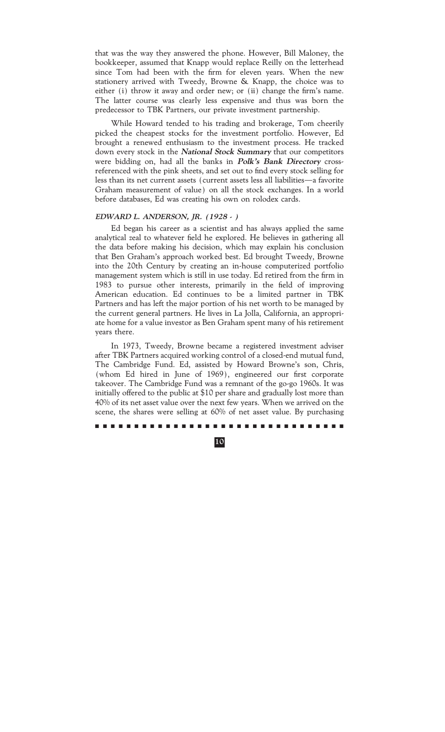that was the way they answered the phone. However, Bill Maloney, the bookkeeper, assumed that Knapp would replace Reilly on the letterhead since Tom had been with the firm for eleven years. When the new stationery arrived with Tweedy, Browne & Knapp, the choice was to either (i) throw it away and order new; or (ii) change the firm's name. The latter course was clearly less expensive and thus was born the predecessor to TBK Partners, our private investment partnership.

While Howard tended to his trading and brokerage, Tom cheerily picked the cheapest stocks for the investment portfolio. However, Ed brought a renewed enthusiasm to the investment process. He tracked down every stock in the ***National Stock Summary*** that our competitors were bidding on, had all the banks in ***Polk's Bank Directory*** cross-referenced with the pink sheets, and set out to find every stock selling for less than its net current assets (current assets less all liabilities—a favorite Graham measurement of value) on all the stock exchanges. In a world before databases, Ed was creating his own on rolodex cards.

### *EDWARD L. ANDERSON, JR. (1928 - )*

Ed began his career as a scientist and has always applied the same analytical zeal to whatever field he explored. He believes in gathering all the data before making his decision, which may explain his conclusion that Ben Graham's approach worked best. Ed brought Tweedy, Browne into the 20th Century by creating an in-house computerized portfolio management system which is still in use today. Ed retired from the firm in 1983 to pursue other interests, primarily in the field of improving American education. Ed continues to be a limited partner in TBK Partners and has left the major portion of his net worth to be managed by the current general partners. He lives in La Jolla, California, an appropriate home for a value investor as Ben Graham spent many of his retirement years there.

In 1973, Tweedy, Browne became a registered investment adviser after TBK Partners acquired working control of a closed-end mutual fund, The Cambridge Fund. Ed, assisted by Howard Browne's son, Chris, (whom Ed hired in June of 1969), engineered our first corporate takeover. The Cambridge Fund was a remnant of the go-go 1960s. It was initially offered to the public at $10 per share and gradually lost more than 40% of its net asset value over the next few years. When we arrived on the scene, the shares were selling at 60% of net asset value. By purchasing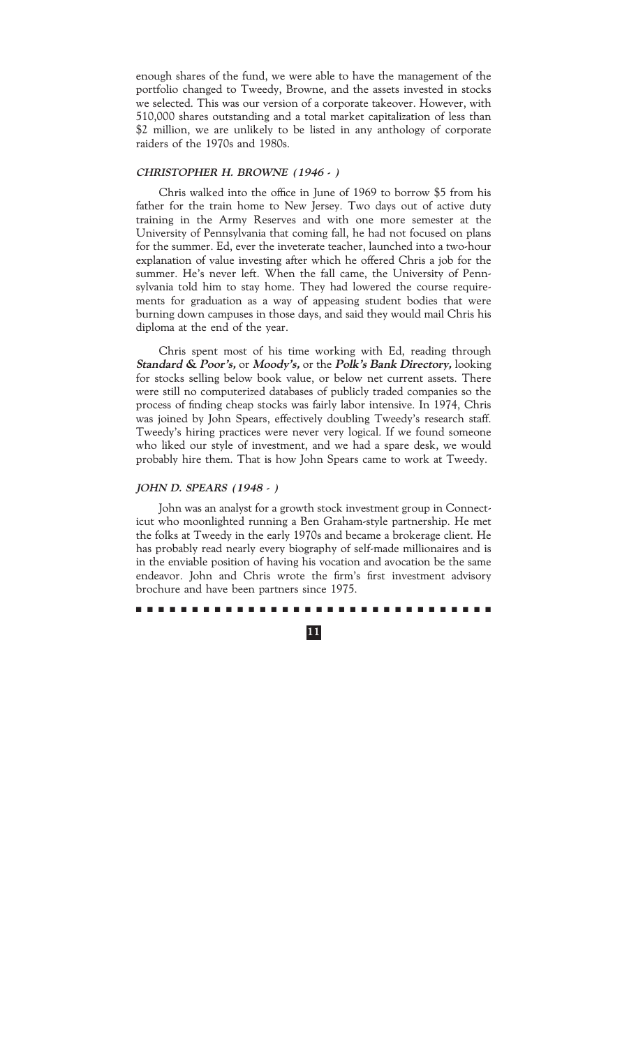enough shares of the fund, we were able to have the management of the portfolio changed to Tweedy, Browne, and the assets invested in stocks we selected. This was our version of a corporate takeover. However, with 510,000 shares outstanding and a total market capitalization of less than \$2 million, we are unlikely to be listed in any anthology of corporate raiders of the 1970s and 1980s.

### ***CHRISTOPHER H. BROWNE (1946 - )***

Chris walked into the office in June of 1969 to borrow \$5 from his father for the train home to New Jersey. Two days out of active duty training in the Army Reserves and with one more semester at the University of Pennsylvania that coming fall, he had not focused on plans for the summer. Ed, ever the inveterate teacher, launched into a two-hour explanation of value investing after which he offered Chris a job for the summer. He's never left. When the fall came, the University of Pennsylvania told him to stay home. They had lowered the course requirements for graduation as a way of appeasing student bodies that were burning down campuses in those days, and said they would mail Chris his diploma at the end of the year.

Chris spent most of his time working with Ed, reading through ***Standard & Poor's,*** or ***Moody's,*** or the ***Polk's Bank Directory,*** looking for stocks selling below book value, or below net current assets. There were still no computerized databases of publicly traded companies so the process of finding cheap stocks was fairly labor intensive. In 1974, Chris was joined by John Spears, effectively doubling Tweedy's research staff. Tweedy's hiring practices were never very logical. If we found someone who liked our style of investment, and we had a spare desk, we would probably hire them. That is how John Spears came to work at Tweedy.

### ***JOHN D. SPEARS (1948 - )***

John was an analyst for a growth stock investment group in Connecticut who moonlighted running a Ben Graham-style partnership. He met the folks at Tweedy in the early 1970s and became a brokerage client. He has probably read nearly every biography of self-made millionaires and is in the enviable position of having his vocation and avocation be the same endeavor. John and Chris wrote the firm's first investment advisory brochure and have been partners since 1975.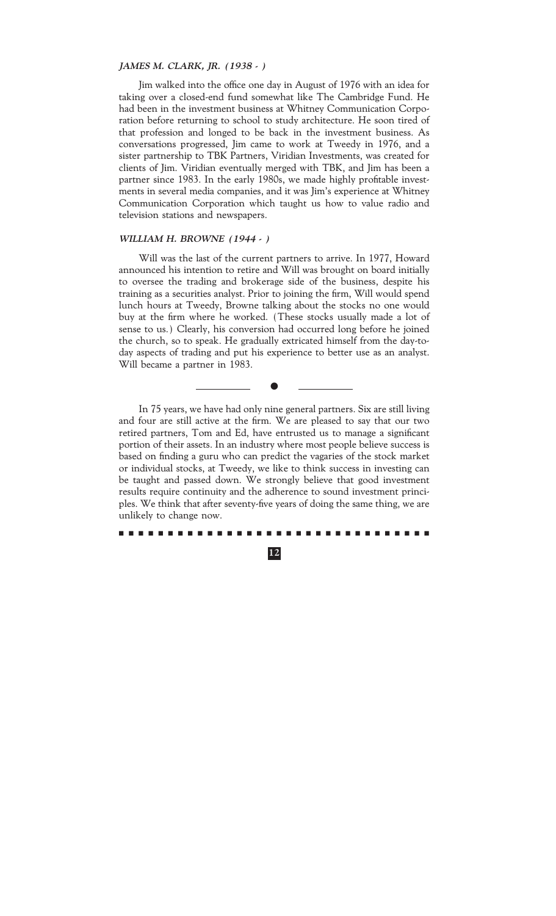### *JAMES M. CLARK, JR. (1938 - )*

Jim walked into the office one day in August of 1976 with an idea for taking over a closed-end fund somewhat like The Cambridge Fund. He had been in the investment business at Whitney Communication Corporation before returning to school to study architecture. He soon tired of that profession and longed to be back in the investment business. As conversations progressed, Jim came to work at Tweedy in 1976, and a sister partnership to TBK Partners, Viridian Investments, was created for clients of Jim. Viridian eventually merged with TBK, and Jim has been a partner since 1983. In the early 1980s, we made highly profitable investments in several media companies, and it was Jim's experience at Whitney Communication Corporation which taught us how to value radio and television stations and newspapers.

### *WILLIAM H. BROWNE (1944 - )*

Will was the last of the current partners to arrive. In 1977, Howard announced his intention to retire and Will was brought on board initially to oversee the trading and brokerage side of the business, despite his training as a securities analyst. Prior to joining the firm, Will would spend lunch hours at Tweedy, Browne talking about the stocks no one would buy at the firm where he worked. (These stocks usually made a lot of sense to us.) Clearly, his conversion had occurred long before he joined the church, so to speak. He gradually extricated himself from the day-to-day aspects of trading and put his experience to better use as an analyst. Will became a partner in 1983.

---

In 75 years, we have had only nine general partners. Six are still living and four are still active at the firm. We are pleased to say that our two retired partners, Tom and Ed, have entrusted us to manage a significant portion of their assets. In an industry where most people believe success is based on finding a guru who can predict the vagaries of the stock market or individual stocks, at Tweedy, we like to think success in investing can be taught and passed down. We strongly believe that good investment results require continuity and the adherence to sound investment principles. We think that after seventy-five years of doing the same thing, we are unlikely to change now.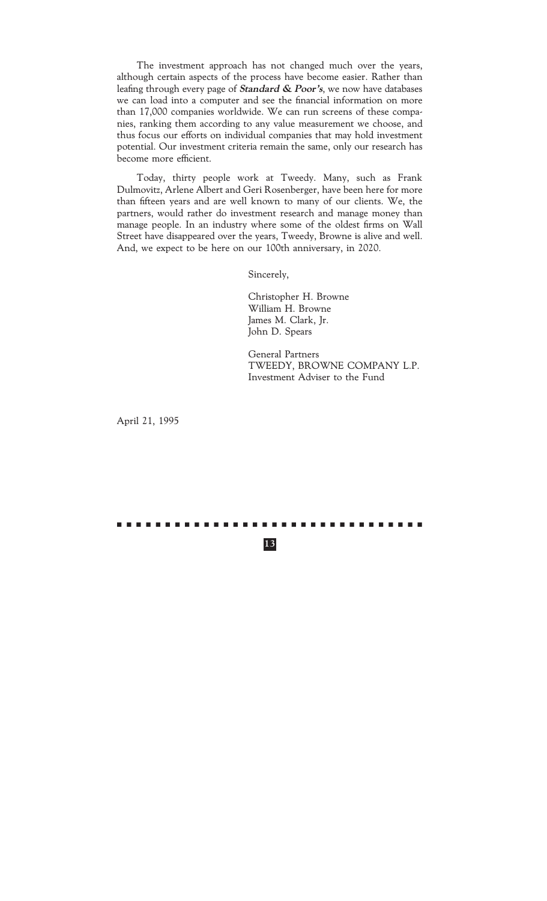The investment approach has not changed much over the years, although certain aspects of the process have become easier. Rather than leafing through every page of ***Standard & Poor's***, we now have databases we can load into a computer and see the financial information on more than 17,000 companies worldwide. We can run screens of these companies, ranking them according to any value measurement we choose, and thus focus our efforts on individual companies that may hold investment potential. Our investment criteria remain the same, only our research has become more efficient.

Today, thirty people work at Tweedy. Many, such as Frank Dulmovitz, Arlene Albert and Geri Rosenberger, have been here for more than fifteen years and are well known to many of our clients. We, the partners, would rather do investment research and manage money than manage people. In an industry where some of the oldest firms on Wall Street have disappeared over the years, Tweedy, Browne is alive and well. And, we expect to be here on our 100th anniversary, in 2020.

Sincerely,

Christopher H. Browne
William H. Browne
James M. Clark, Jr.
John D. Spears

General Partners
TWEEDY, BROWNE COMPANY L.P.
Investment Adviser to the Fund

April 21, 1995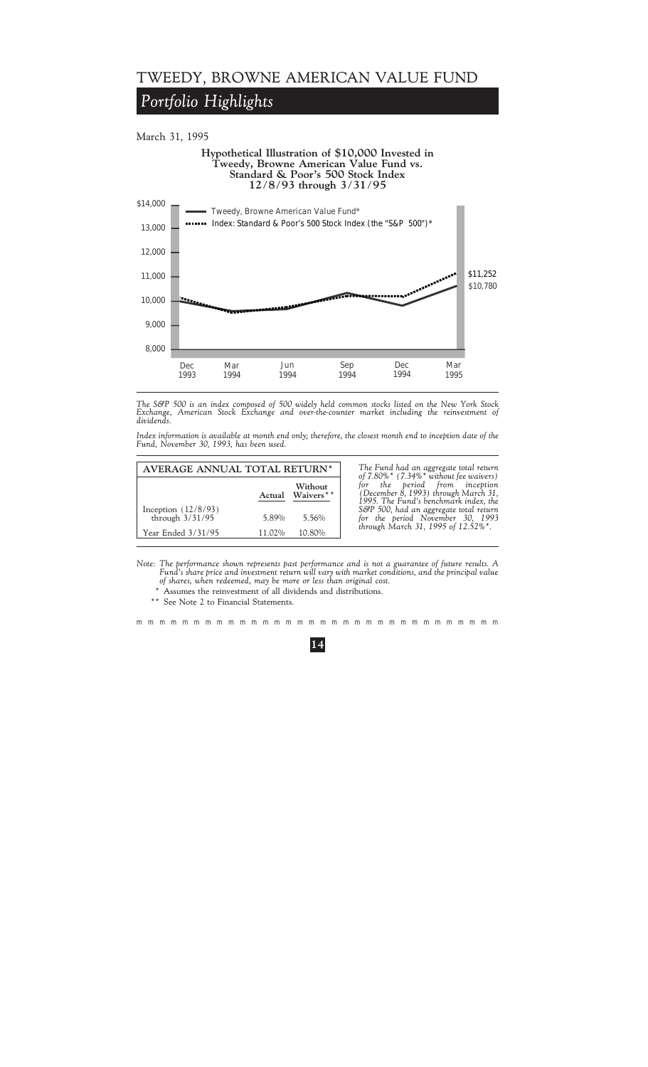# TWEEDY, BROWNE AMERICAN VALUE FUND

## *Portfolio Highlights*

March 31, 1995

**Hypothetical Illustration of $10,000 Invested in Tweedy, Browne American Value Fund vs. Standard & Poor's 500 Stock Index 12/8/93 through 3/31/95**

*The S&P 500 is an index composed of 500 widely held common stocks listed on the New York Stock Exchange, American Stock Exchange and over-the-counter market including the reinvestment of dividends.*

*Index information is available at month end only; therefore, the closest month end to inception date of the Fund, November 30, 1993, has been used.*

| AVERAGE ANNUAL TOTAL RETURN* | | |
|---|---|---|
| | Actual | Without Waivers** |
| Inception (12/8/93) through 3/31/95 | 5.89% | 5.56% |
| Year Ended 3/31/95 | 11.02% | 10.80% |

*The Fund had an aggregate total return of 7.80%* (7.34%* without fee waivers) for the period from inception (December 8, 1993) through March 31, 1995. The Fund's benchmark index, the S&P 500, had an aggregate total return for the period November 30, 1993 through March 31, 1995 of 12.52%*.*

Note: *The performance shown represents past performance and is not a guarantee of future results. A Fund's share price and investment return will vary with market conditions, and the principal value of shares, when redeemed, may be more or less than original cost.*

\* Assumes the reinvestment of all dividends and distributions.

** See Note 2 to Financial Statements.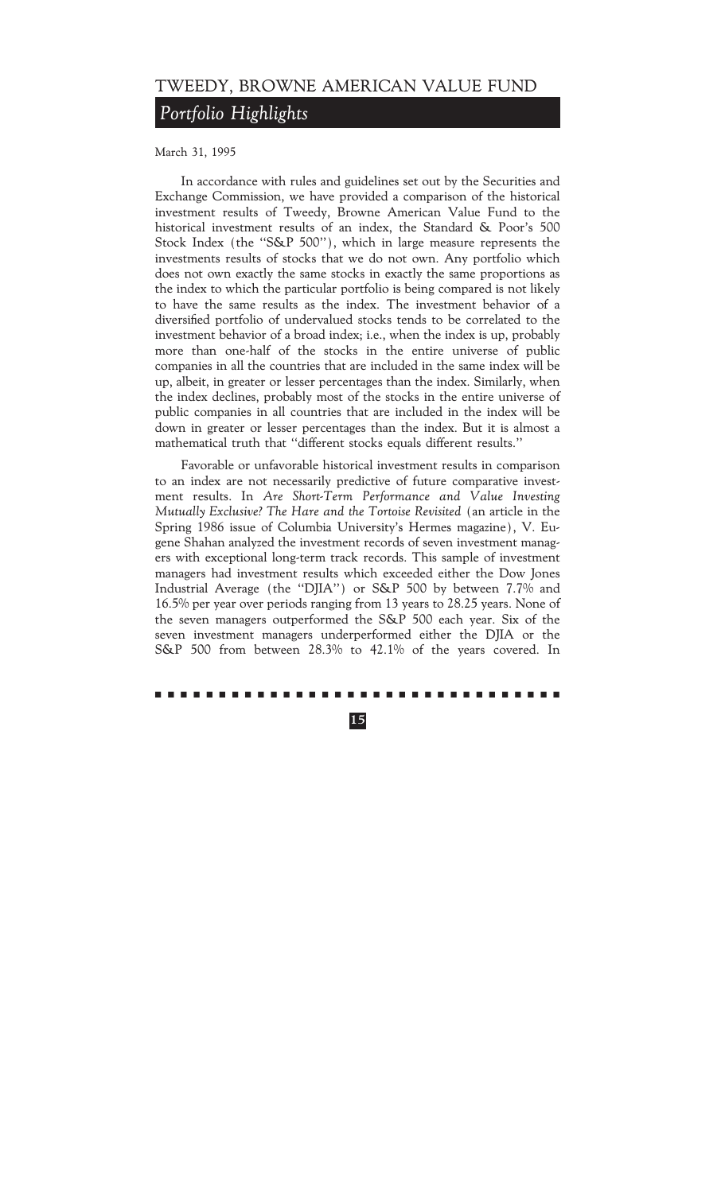# TWEEDY, BROWNE AMERICAN VALUE FUND

## *Portfolio Highlights*

March 31, 1995

In accordance with rules and guidelines set out by the Securities and Exchange Commission, we have provided a comparison of the historical investment results of Tweedy, Browne American Value Fund to the historical investment results of an index, the Standard & Poor's 500 Stock Index (the "S&P 500"), which in large measure represents the investments results of stocks that we do not own. Any portfolio which does not own exactly the same stocks in exactly the same proportions as the index to which the particular portfolio is being compared is not likely to have the same results as the index. The investment behavior of a diversified portfolio of undervalued stocks tends to be correlated to the investment behavior of a broad index; i.e., when the index is up, probably more than one-half of the stocks in the entire universe of public companies in all the countries that are included in the same index will be up, albeit, in greater or lesser percentages than the index. Similarly, when the index declines, probably most of the stocks in the entire universe of public companies in all countries that are included in the index will be down in greater or lesser percentages than the index. But it is almost a mathematical truth that "different stocks equals different results."

Favorable or unfavorable historical investment results in comparison to an index are not necessarily predictive of future comparative investment results. In *Are Short-Term Performance and Value Investing Mutually Exclusive? The Hare and the Tortoise Revisited* (an article in the Spring 1986 issue of Columbia University's Hermes magazine), V. Eugene Shahan analyzed the investment records of seven investment managers with exceptional long-term track records. This sample of investment managers had investment results which exceeded either the Dow Jones Industrial Average (the "DJIA") or S&P 500 by between 7.7% and 16.5% per year over periods ranging from 13 years to 28.25 years. None of the seven managers outperformed the S&P 500 each year. Six of the seven investment managers underperformed either the DJIA or the S&P 500 from between 28.3% to 42.1% of the years covered. In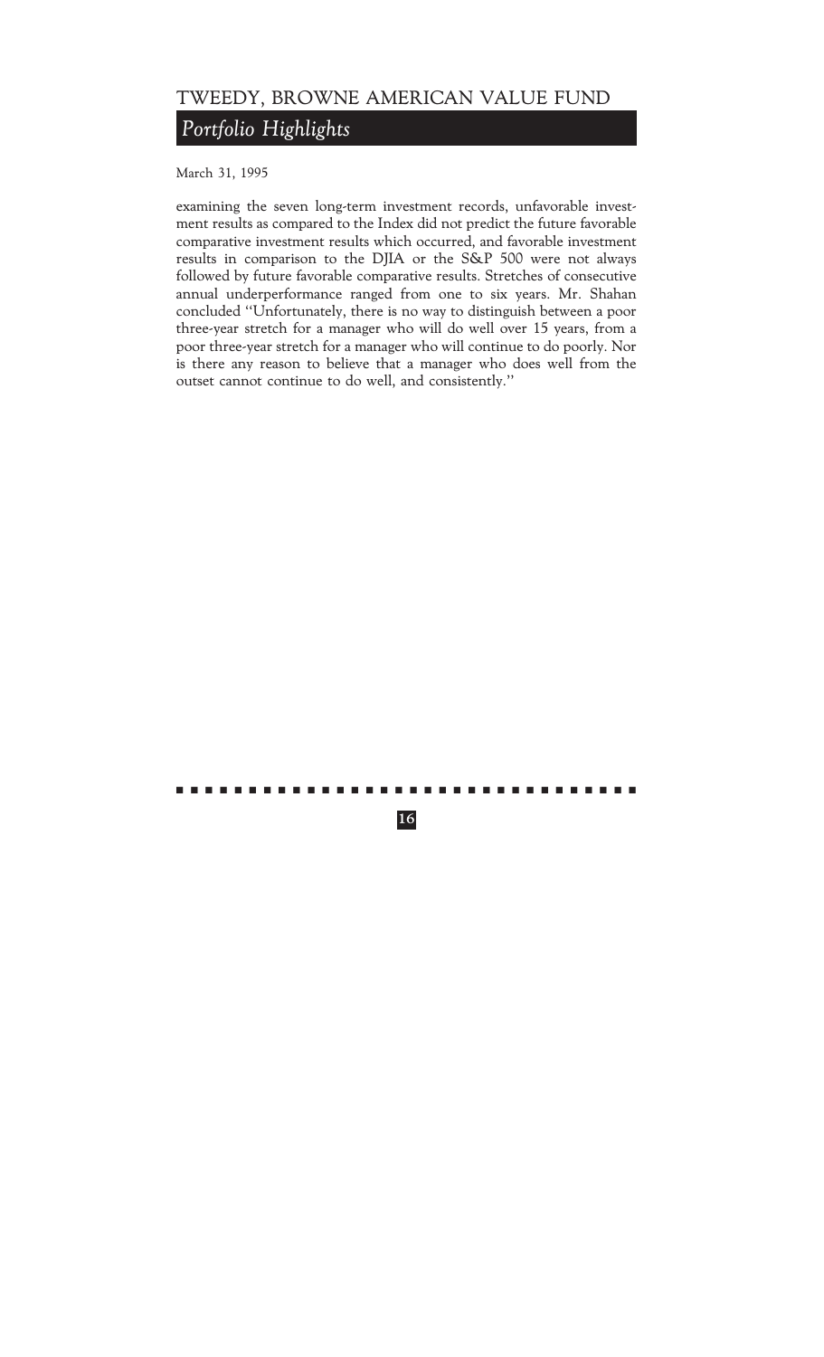March 31, 1995

examining the seven long-term investment records, unfavorable investment results as compared to the Index did not predict the future favorable comparative investment results which occurred, and favorable investment results in comparison to the DJIA or the S&P 500 were not always followed by future favorable comparative results. Stretches of consecutive annual underperformance ranged from one to six years. Mr. Shahan concluded ''Unfortunately, there is no way to distinguish between a poor three-year stretch for a manager who will do well over 15 years, from a poor three-year stretch for a manager who will continue to do poorly. Nor is there any reason to believe that a manager who does well from the outset cannot continue to do well, and consistently.''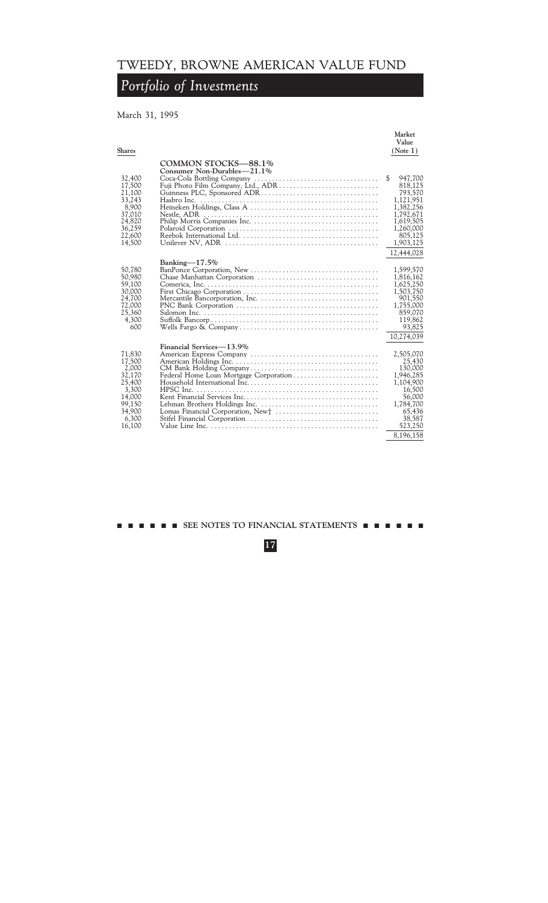# TWEEDY, BROWNE AMERICAN VALUE FUND

## *Portfolio of Investments*

March 31, 1995

| Shares | | Market Value (Note 1) |
|---|---|---|
| | **COMMON STOCKS—88.1%** | |
| | **Consumer Non-Durables—21.1%** | |
| 32,400 | Coca-Cola Bottling Company | $ 947,700 |
| 17,500 | Fuji Photo Film Company, Ltd., ADR | 818,125 |
| 21,100 | Guinness PLC, Sponsored ADR | 793,570 |
| 33,243 | Hasbro Inc. | 1,121,951 |
| 8,900 | Heineken Holdings, Class A | 1,382,256 |
| 37,010 | Nestle, ADR | 1,792,671 |
| 24,820 | Philip Morris Companies Inc. | 1,619,505 |
| 36,259 | Polaroid Corporation | 1,260,000 |
| 22,600 | Reebok International Ltd. | 805,125 |
| 14,500 | Unilever NV, ADR | 1,903,125 |
| | | 12,444,028 |
| | **Banking—17.5%** | |
| 50,780 | BanPonce Corporation, New | 1,599,570 |
| 50,980 | Chase Manhattan Corporation | 1,816,162 |
| 59,100 | Comerica, Inc. | 1,625,250 |
| 30,000 | First Chicago Corporation | 1,503,750 |
| 24,700 | Mercantile Bancorporation, Inc. | 901,550 |
| 72,000 | PNC Bank Corporation | 1,755,000 |
| 25,360 | Salomon Inc. | 859,070 |
| 4,300 | Suffolk Bancorp | 119,862 |
| 600 | Wells Fargo & Company | 93,825 |
| | | 10,274,039 |
| | **Financial Services—13.9%** | |
| 71,830 | American Express Company | 2,505,070 |
| 17,500 | American Holdings Inc. | 25,430 |
| 2,000 | CM Bank Holding Company | 130,000 |
| 32,170 | Federal Home Loan Mortgage Corporation | 1,946,285 |
| 25,400 | Household International Inc. | 1,104,900 |
| 3,300 | HPSC Inc. | 16,500 |
| 14,000 | Kent Financial Services Inc. | 56,000 |
| 99,150 | Lehman Brothers Holdings Inc. | 1,784,700 |
| 34,900 | Lomas Financial Corporation, New† | 65,436 |
| 6,300 | Stifel Financial Corporation | 38,587 |
| 16,100 | Value Line Inc. | 523,250 |
| | | 8,196,158 |

SEE NOTES TO FINANCIAL STATEMENTS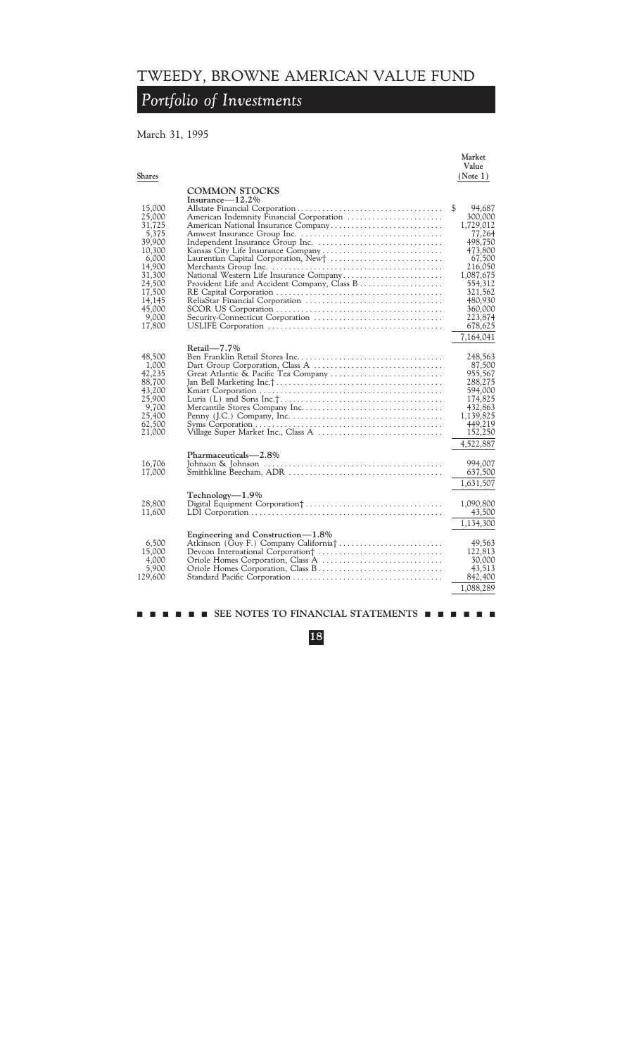# TWEEDY, BROWNE AMERICAN VALUE FUND

## *Portfolio of Investments*

March 31, 1995

| Shares | | Market Value (Note 1) |
|---|---|---|
| | **COMMON STOCKS** | |
| | **Insurance—12.2%** | |
| 15,000 | Allstate Financial Corporation | $ 94,687 |
| 25,000 | American Indemnity Financial Corporation | 300,000 |
| 31,725 | American National Insurance Company | 1,729,012 |
| 5,375 | Amwest Insurance Group Inc. | 77,264 |
| 39,900 | Independent Insurance Group Inc. | 498,750 |
| 10,300 | Kansas City Life Insurance Company | 473,800 |
| 6,000 | Laurentian Capital Corporation, New† | 67,500 |
| 14,900 | Merchants Group Inc. | 216,050 |
| 31,300 | National Western Life Insurance Company | 1,087,675 |
| 24,500 | Provident Life and Accident Company, Class B | 554,312 |
| 17,500 | RE Capital Corporation | 321,562 |
| 14,145 | ReliaStar Financial Corporation | 480,930 |
| 45,000 | SCOR US Corporation | 360,000 |
| 9,000 | Security-Connecticut Corporation | 223,874 |
| 17,800 | USLIFE Corporation | 678,625 |
| | | 7,164,041 |
| | **Retail—7.7%** | |
| 48,500 | Ben Franklin Retail Stores Inc. | 248,563 |
| 1,000 | Dart Group Corporation, Class A | 87,500 |
| 42,235 | Great Atlantic & Pacific Tea Company | 955,567 |
| 88,700 | Jan Bell Marketing Inc.† | 288,275 |
| 43,200 | Kmart Corporation | 594,000 |
| 25,900 | Luria (L) and Sons Inc.† | 174,825 |
| 9,700 | Mercantile Stores Company Inc. | 432,863 |
| 25,400 | Penny (J.C.) Company, Inc. | 1,139,825 |
| 62,500 | Syms Corporation | 449,219 |
| 21,000 | Village Super Market Inc., Class A | 152,250 |
| | | 4,522,887 |
| | **Pharmaceuticals—2.8%** | |
| 16,706 | Johnson & Johnson | 994,007 |
| 17,000 | Smithkline Beecham, ADR | 637,500 |
| | | 1,631,507 |
| | **Technology—1.9%** | |
| 28,800 | Digital Equipment Corporation† | 1,090,800 |
| 11,600 | LDI Corporation | 43,500 |
| | | 1,134,300 |
| | **Engineering and Construction—1.8%** | |
| 6,500 | Atkinson (Guy F.) Company California† | 49,563 |
| 15,000 | Devcon International Corporation† | 122,813 |
| 4,000 | Oriole Homes Corporation, Class A | 30,000 |
| 5,900 | Oriole Homes Corporation, Class B | 43,513 |
| 129,600 | Standard Pacific Corporation | 842,400 |
| | | 1,088,289 |

SEE NOTES TO FINANCIAL STATEMENTS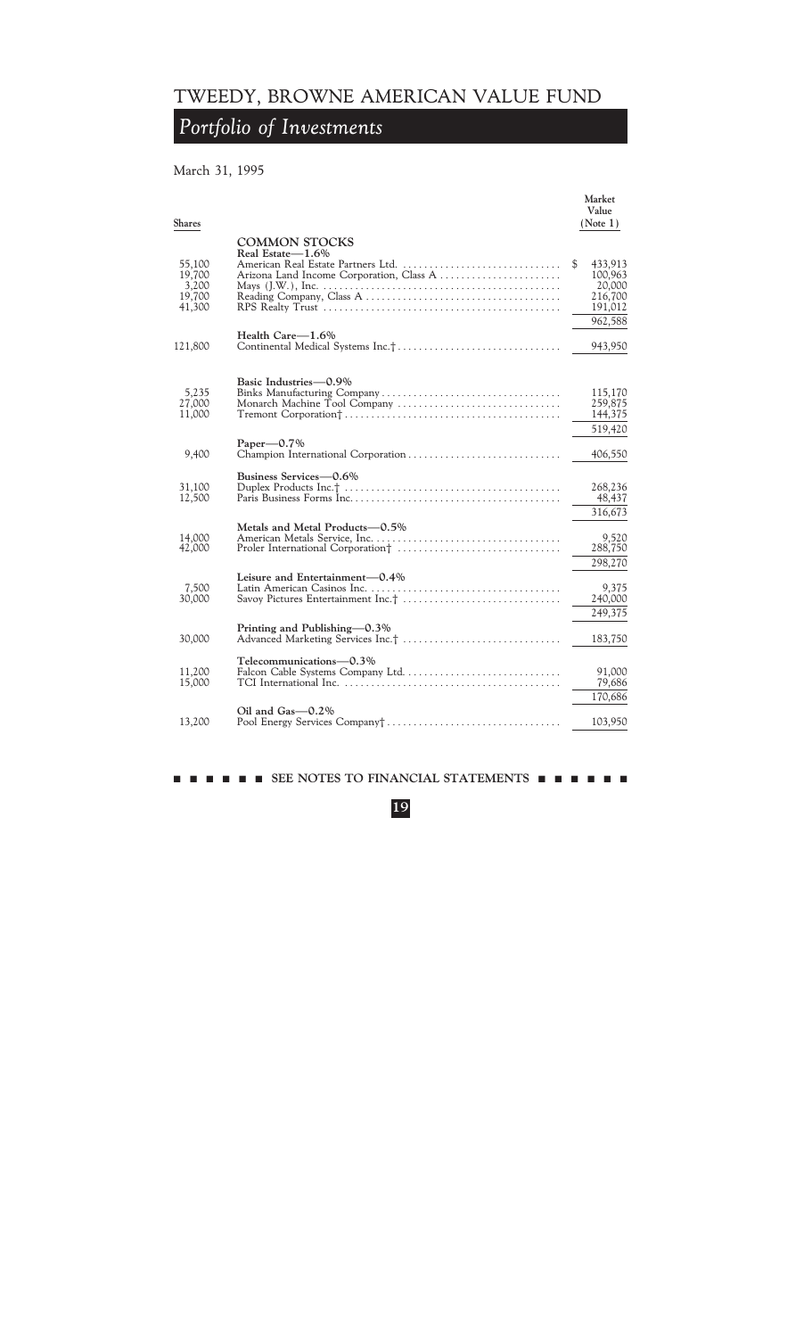# TWEEDY, BROWNE AMERICAN VALUE FUND

## *Portfolio of Investments*

March 31, 1995

| Shares | | Market Value (Note 1) |
|---|---|---|
| | **COMMON STOCKS** | |
| | **Real Estate—1.6%** | |
| 55,100 | American Real Estate Partners Ltd. | $ 433,913 |
| 19,700 | Arizona Land Income Corporation, Class A | 100,963 |
| 3,200 | Mays (J.W.), Inc. | 20,000 |
| 19,700 | Reading Company, Class A | 216,700 |
| 41,300 | RPS Realty Trust | 191,012 |
| | | 962,588 |
| | **Health Care—1.6%** | |
| 121,800 | Continental Medical Systems Inc.† | 943,950 |
| | **Basic Industries—0.9%** | |
| 5,235 | Binks Manufacturing Company | 115,170 |
| 27,000 | Monarch Machine Tool Company | 259,875 |
| 11,000 | Tremont Corporation† | 144,375 |
| | | 519,420 |
| | **Paper—0.7%** | |
| 9,400 | Champion International Corporation | 406,550 |
| | **Business Services—0.6%** | |
| 31,100 | Duplex Products Inc.† | 268,236 |
| 12,500 | Paris Business Forms Inc. | 48,437 |
| | | 316,673 |
| | **Metals and Metal Products—0.5%** | |
| 14,000 | American Metals Service, Inc. | 9,520 |
| 42,000 | Proler International Corporation† | 288,750 |
| | | 298,270 |
| | **Leisure and Entertainment—0.4%** | |
| 7,500 | Latin American Casinos Inc. | 9,375 |
| 30,000 | Savoy Pictures Entertainment Inc.† | 240,000 |
| | | 249,375 |
| | **Printing and Publishing—0.3%** | |
| 30,000 | Advanced Marketing Services Inc.† | 183,750 |
| | **Telecommunications—0.3%** | |
| 11,200 | Falcon Cable Systems Company Ltd. | 91,000 |
| 15,000 | TCI International Inc. | 79,686 |
| | | 170,686 |
| | **Oil and Gas—0.2%** | |
| 13,200 | Pool Energy Services Company† | 103,950 |

SEE NOTES TO FINANCIAL STATEMENTS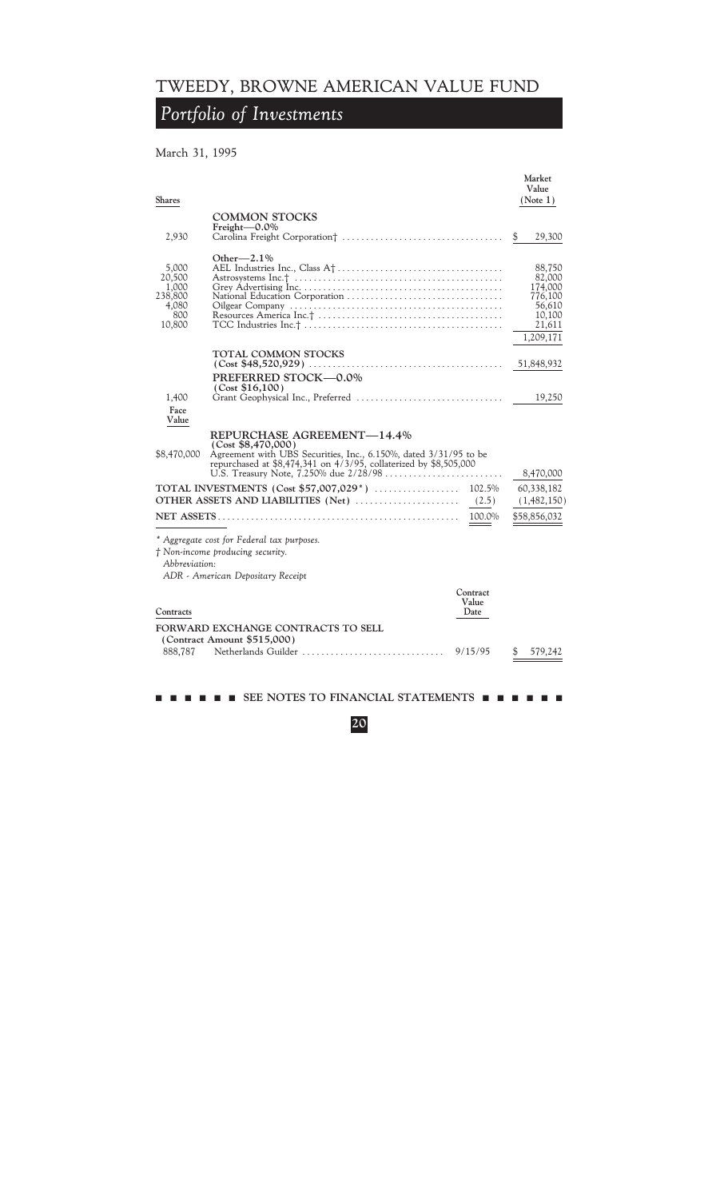# TWEEDY, BROWNE AMERICAN VALUE FUND

## *Portfolio of Investments*

March 31, 1995

| Shares | | | Market Value (Note 1) |
|---|---|---|---|
| | **COMMON STOCKS** | | |
| | **Freight—0.0%** | | |
| 2,930 | Carolina Freight Corporation† | | $ 29,300 |
| | **Other—2.1%** | | |
| 5,000 | AEL Industries Inc., Class A† | | 88,750 |
| 20,500 | Astrosystems Inc.† | | 82,000 |
| 1,000 | Grey Advertising Inc. | | 174,000 |
| 238,800 | National Education Corporation | | 776,100 |
| 4,080 | Oilgear Company | | 56,610 |
| 800 | Resources America Inc.† | | 10,100 |
| 10,800 | TCC Industries Inc.† | | 21,611 |
| | | | 1,209,171 |
| | **TOTAL COMMON STOCKS (Cost $48,520,929)** | | 51,848,932 |
| | **PREFERRED STOCK—0.0% (Cost $16,100)** | | |
| 1,400 | Grant Geophysical Inc., Preferred | | 19,250 |
| **Face Value** | | | |
| | **REPURCHASE AGREEMENT—14.4% (Cost $8,470,000)** | | |
| $8,470,000 | Agreement with UBS Securities, Inc., 6.150%, dated 3/31/95 to be repurchased at $8,474,341 on 4/3/95, collaterized by $8,505,000 U.S. Treasury Note, 7.250% due 2/28/98 | | 8,470,000 |
| | **TOTAL INVESTMENTS (Cost $57,007,029*)** | 102.5% | 60,338,182 |
| | **OTHER ASSETS AND LIABILITIES (Net)** | (2.5) | (1,482,150) |
| | **NET ASSETS** | 100.0% | $58,856,032 |

*\* Aggregate cost for Federal tax purposes.*

*† Non-income producing security.*

*Abbreviation:*

*ADR - American Depositary Receipt*

| Contracts | | Contract Value Date | |
|---|---|---|---|
| | **FORWARD EXCHANGE CONTRACTS TO SELL (Contract Amount $515,000)** | | |
| 888,787 | Netherlands Guilder | 9/15/95 | $ 579,242 |

**SEE NOTES TO FINANCIAL STATEMENTS**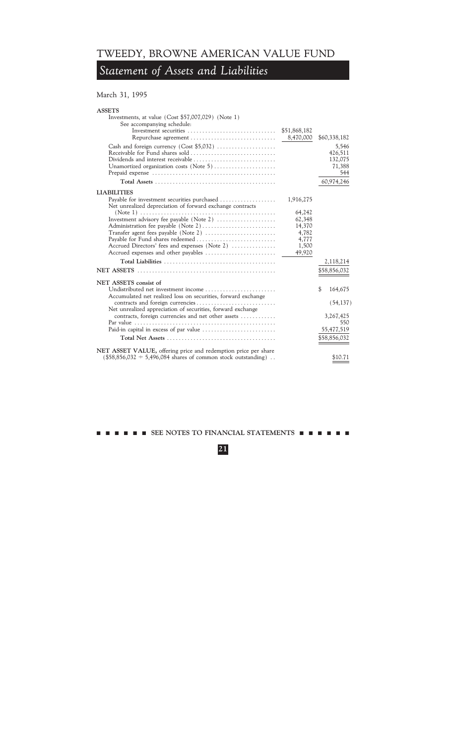# TWEEDY, BROWNE AMERICAN VALUE FUND

## *Statement of Assets and Liabilities*

March 31, 1995

| | | |
|---|---|---|
| **ASSETS** | | |
| Investments, at value (Cost $57,007,029) (Note 1) | | |
| See accompanying schedule: | | |
| Investment securities | $51,868,182 | |
| Repurchase agreement | 8,470,000 | $60,338,182 |
| Cash and foreign currency (Cost $5,032) | | 5,546 |
| Receivable for Fund shares sold | | 426,511 |
| Dividends and interest receivable | | 132,075 |
| Unamortized organization costs (Note 5) | | 71,388 |
| Prepaid expense | | 544 |
| **Total Assets** | | 60,974,246 |
| **LIABILITIES** | | |
| Payable for investment securities purchased | 1,916,275 | |
| Net unrealized depreciation of forward exchange contracts (Note 1) | 64,242 | |
| Investment advisory fee payable (Note 2) | 62,348 | |
| Administration fee payable (Note 2) | 14,370 | |
| Transfer agent fees payable (Note 2) | 4,782 | |
| Payable for Fund shares redeemed | 4,777 | |
| Accrued Directors' fees and expenses (Note 2) | 1,500 | |
| Accrued expenses and other payables | 49,920 | |
| **Total Liabilities** | | 2,118,214 |
| **NET ASSETS** | | $58,856,032 |
| **NET ASSETS consist of** | | |
| Undistributed net investment income | | $ 164,675 |
| Accumulated net realized loss on securities, forward exchange contracts and foreign currencies | | (54,137) |
| Net unrealized appreciation of securities, forward exchange contracts, foreign currencies and net other assets | | 3,267,425 |
| Par value | | 550 |
| Paid-in capital in excess of par value | | 55,477,519 |
| **Total Net Assets** | | $58,856,032 |
| **NET ASSET VALUE,** offering price and redemption price per share ($58,856,032 ÷ 5,496,084 shares of common stock outstanding) | | $10.71 |

SEE NOTES TO FINANCIAL STATEMENTS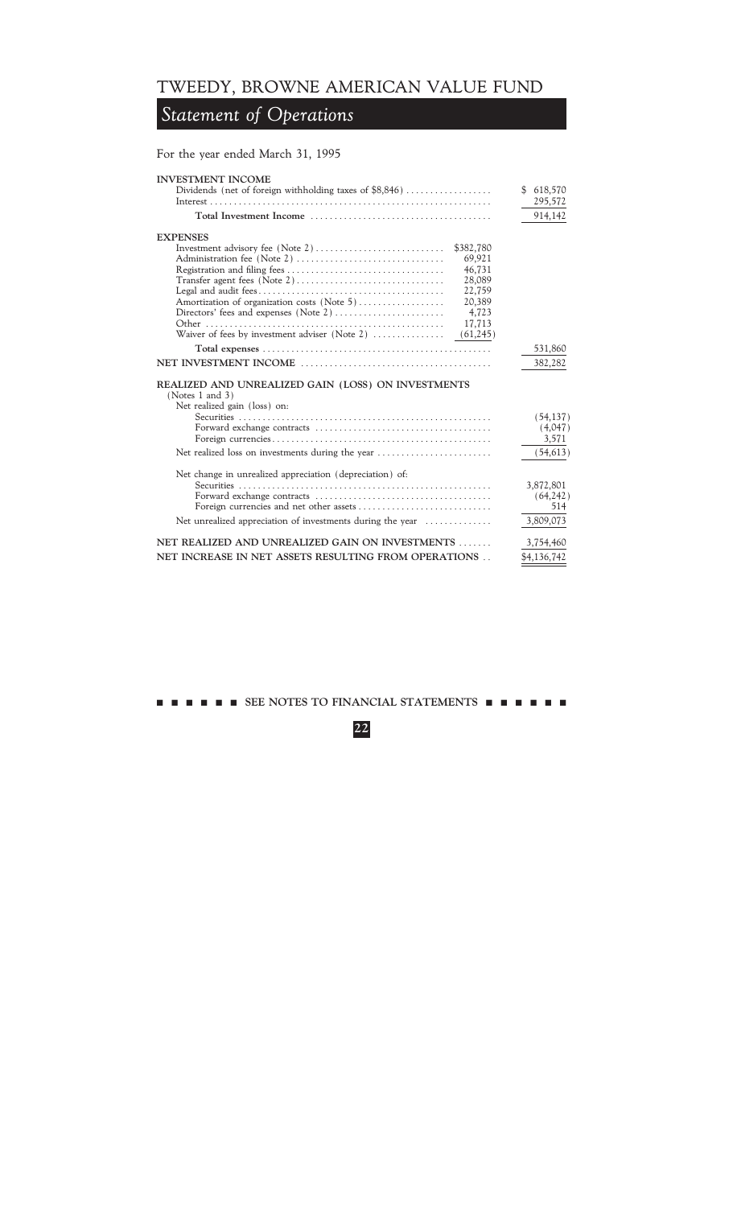# TWEEDY, BROWNE AMERICAN VALUE FUND

## *Statement of Operations*

For the year ended March 31, 1995

| | | |
|---|---|---|
| **INVESTMENT INCOME** | | |
| Dividends (net of foreign withholding taxes of $8,846) | | $ 618,570 |
| Interest | | 295,572 |
| **Total Investment Income** | | 914,142 |
| **EXPENSES** | | |
| Investment advisory fee (Note 2) | $382,780 | |
| Administration fee (Note 2) | 69,921 | |
| Registration and filing fees | 46,731 | |
| Transfer agent fees (Note 2) | 28,089 | |
| Legal and audit fees | 22,759 | |
| Amortization of organization costs (Note 5) | 20,389 | |
| Directors' fees and expenses (Note 2) | 4,723 | |
| Other | 17,713 | |
| Waiver of fees by investment adviser (Note 2) | (61,245) | |
| **Total expenses** | | 531,860 |
| **NET INVESTMENT INCOME** | | 382,282 |
| **REALIZED AND UNREALIZED GAIN (LOSS) ON INVESTMENTS** (Notes 1 and 3) | | |
| Net realized gain (loss) on: | | |
| Securities | | (54,137) |
| Forward exchange contracts | | (4,047) |
| Foreign currencies | | 3,571 |
| Net realized loss on investments during the year | | (54,613) |
| Net change in unrealized appreciation (depreciation) of: | | |
| Securities | | 3,872,801 |
| Forward exchange contracts | | (64,242) |
| Foreign currencies and net other assets | | 514 |
| Net unrealized appreciation of investments during the year | | 3,809,073 |
| **NET REALIZED AND UNREALIZED GAIN ON INVESTMENTS** | | 3,754,460 |
| **NET INCREASE IN NET ASSETS RESULTING FROM OPERATIONS** | | $4,136,742 |

**SEE NOTES TO FINANCIAL STATEMENTS**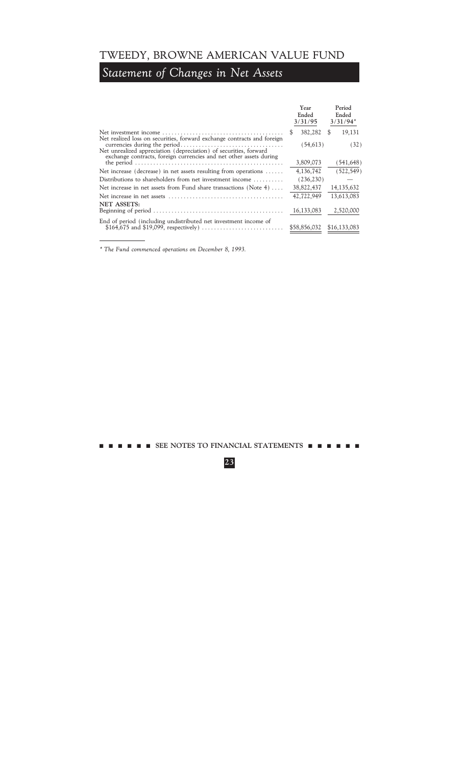# TWEEDY, BROWNE AMERICAN VALUE FUND

## *Statement of Changes in Net Assets*

| | Year Ended 3/31/95 | Period Ended 3/31/94* |
|---|---|---|
| Net investment income | $ 382,282 | $ 19,131 |
| Net realized loss on securities, forward exchange contracts and foreign currencies during the period | (54,613) | (32) |
| Net unrealized appreciation (depreciation) of securities, forward exchange contracts, foreign currencies and net other assets during the period | 3,809,073 | (541,648) |
| Net increase (decrease) in net assets resulting from operations | 4,136,742 | (522,549) |
| Distributions to shareholders from net investment income | (236,230) | — |
| Net increase in net assets from Fund share transactions (Note 4) | 38,822,437 | 14,135,632 |
| Net increase in net assets | 42,722,949 | 13,613,083 |
| **NET ASSETS:** | | |
| Beginning of period | 16,133,083 | 2,520,000 |
| End of period (including undistributed net investment income of $164,675 and $19,099, respectively) | $58,856,032 | $16,133,083 |

*\* The Fund commenced operations on December 8, 1993.*

**SEE NOTES TO FINANCIAL STATEMENTS**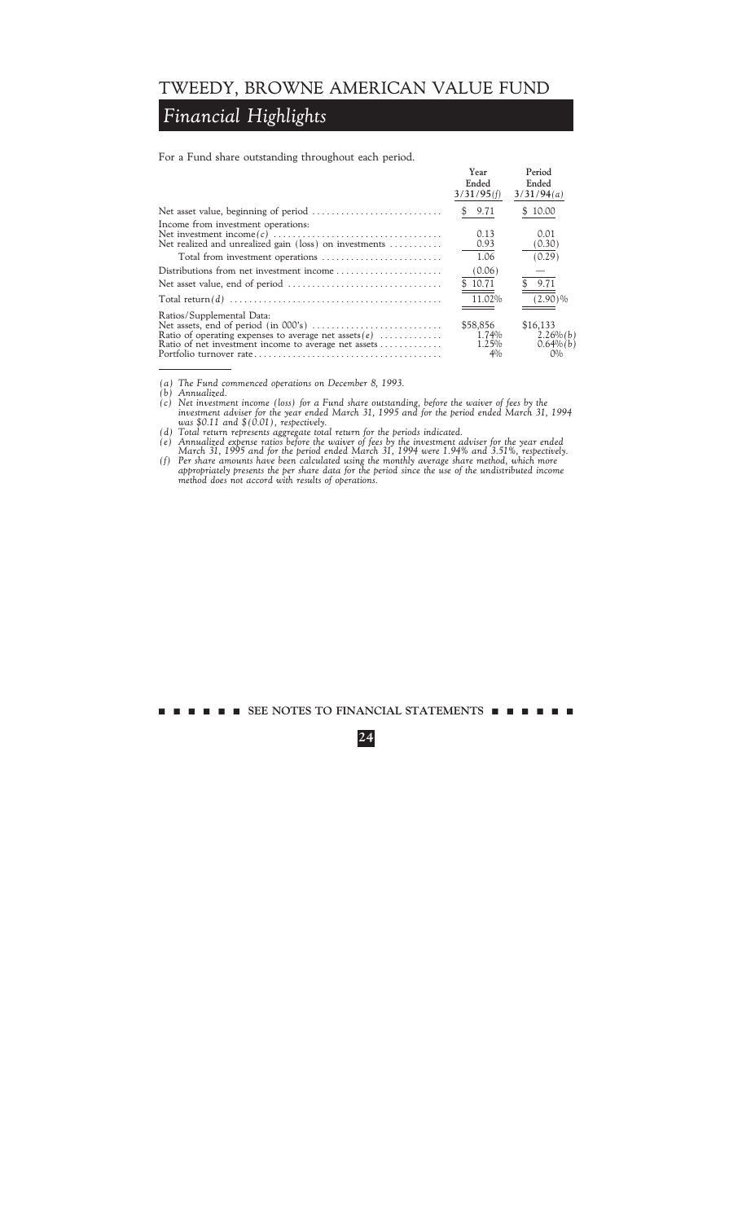# TWEEDY, BROWNE AMERICAN VALUE FUND

## *Financial Highlights*

For a Fund share outstanding throughout each period.

| | Year Ended 3/31/95*(f)* | Period Ended 3/31/94*(a)* |
|---|---|---|
| Net asset value, beginning of period | $ 9.71 | $ 10.00 |
| Income from investment operations: | | |
| Net investment income*(c)* | 0.13 | 0.01 |
| Net realized and unrealized gain (loss) on investments | 0.93 | (0.30) |
| Total from investment operations | 1.06 | (0.29) |
| Distributions from net investment income | (0.06) | — |
| Net asset value, end of period | $ 10.71 | $ 9.71 |
| Total return*(d)* | 11.02% | (2.90)% |
| Ratios/Supplemental Data: | | |
| Net assets, end of period (in 000's) | $58,856 | $16,133 |
| Ratio of operating expenses to average net assets*(e)* | 1.74% | 2.26%*(b)* |
| Ratio of net investment income to average net assets | 1.25% | 0.64%*(b)* |
| Portfolio turnover rate | 4% | 0% |

*(a) The Fund commenced operations on December 8, 1993.*

*(b) Annualized.*

*(c) Net investment income (loss) for a Fund share outstanding, before the waiver of fees by the investment adviser for the year ended March 31, 1995 and for the period ended March 31, 1994 was $0.11 and $(0.01), respectively.*

*(d) Total return represents aggregate total return for the periods indicated.*

*(e) Annualized expense ratios before the waiver of fees by the investment adviser for the year ended March 31, 1995 and for the period ended March 31, 1994 were 1.94% and 3.51%, respectively.*

*(f) Per share amounts have been calculated using the monthly average share method, which more appropriately presents the per share data for the period since the use of the undistributed income method does not accord with results of operations.*

**SEE NOTES TO FINANCIAL STATEMENTS**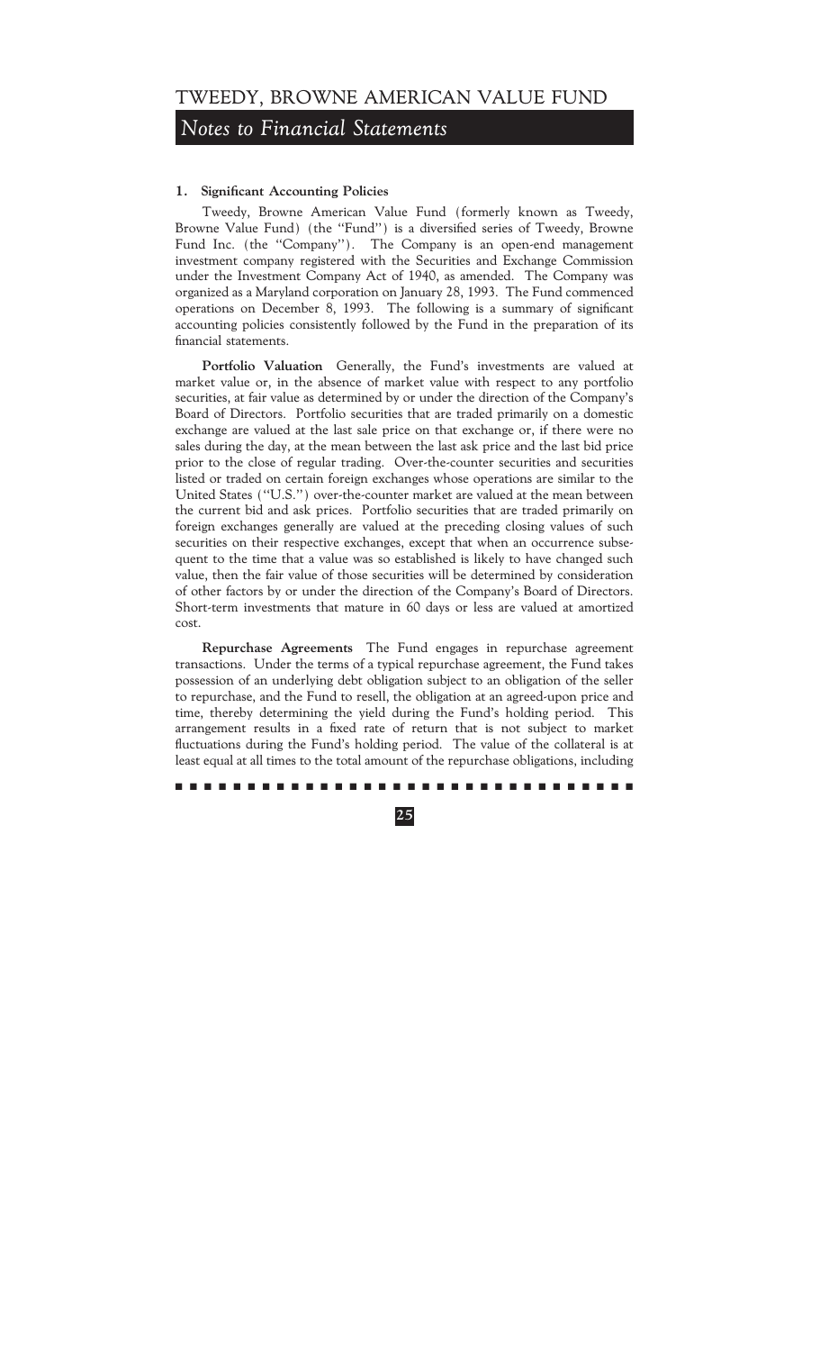# TWEEDY, BROWNE AMERICAN VALUE FUND

## *Notes to Financial Statements*

**1. Significant Accounting Policies**

Tweedy, Browne American Value Fund (formerly known as Tweedy, Browne Value Fund) (the "Fund") is a diversified series of Tweedy, Browne Fund Inc. (the "Company"). The Company is an open-end management investment company registered with the Securities and Exchange Commission under the Investment Company Act of 1940, as amended. The Company was organized as a Maryland corporation on January 28, 1993. The Fund commenced operations on December 8, 1993. The following is a summary of significant accounting policies consistently followed by the Fund in the preparation of its financial statements.

**Portfolio Valuation** Generally, the Fund's investments are valued at market value or, in the absence of market value with respect to any portfolio securities, at fair value as determined by or under the direction of the Company's Board of Directors. Portfolio securities that are traded primarily on a domestic exchange are valued at the last sale price on that exchange or, if there were no sales during the day, at the mean between the last ask price and the last bid price prior to the close of regular trading. Over-the-counter securities and securities listed or traded on certain foreign exchanges whose operations are similar to the United States ("U.S.") over-the-counter market are valued at the mean between the current bid and ask prices. Portfolio securities that are traded primarily on foreign exchanges generally are valued at the preceding closing values of such securities on their respective exchanges, except that when an occurrence subsequent to the time that a value was so established is likely to have changed such value, then the fair value of those securities will be determined by consideration of other factors by or under the direction of the Company's Board of Directors. Short-term investments that mature in 60 days or less are valued at amortized cost.

**Repurchase Agreements** The Fund engages in repurchase agreement transactions. Under the terms of a typical repurchase agreement, the Fund takes possession of an underlying debt obligation subject to an obligation of the seller to repurchase, and the Fund to resell, the obligation at an agreed-upon price and time, thereby determining the yield during the Fund's holding period. This arrangement results in a fixed rate of return that is not subject to market fluctuations during the Fund's holding period. The value of the collateral is at least equal at all times to the total amount of the repurchase obligations, including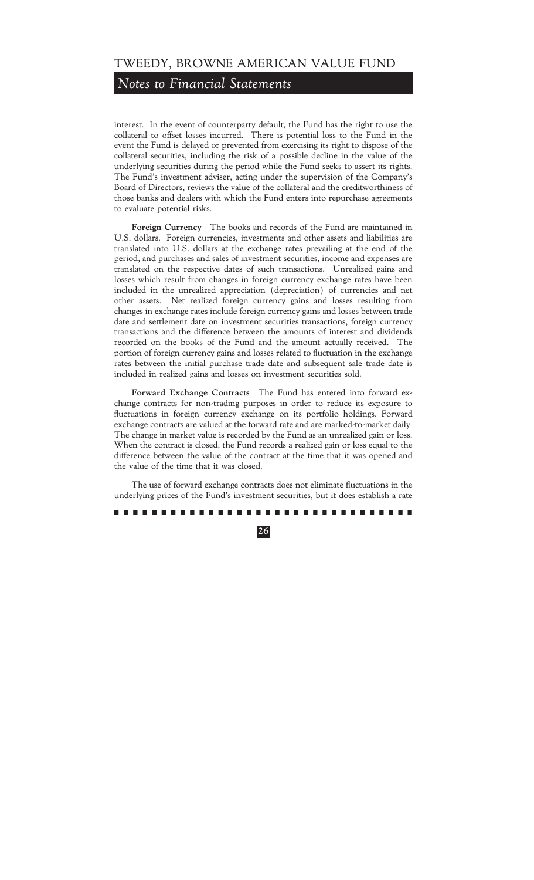interest. In the event of counterparty default, the Fund has the right to use the collateral to offset losses incurred. There is potential loss to the Fund in the event the Fund is delayed or prevented from exercising its right to dispose of the collateral securities, including the risk of a possible decline in the value of the underlying securities during the period while the Fund seeks to assert its rights. The Fund's investment adviser, acting under the supervision of the Company's Board of Directors, reviews the value of the collateral and the creditworthiness of those banks and dealers with which the Fund enters into repurchase agreements to evaluate potential risks.

**Foreign Currency** The books and records of the Fund are maintained in U.S. dollars. Foreign currencies, investments and other assets and liabilities are translated into U.S. dollars at the exchange rates prevailing at the end of the period, and purchases and sales of investment securities, income and expenses are translated on the respective dates of such transactions. Unrealized gains and losses which result from changes in foreign currency exchange rates have been included in the unrealized appreciation (depreciation) of currencies and net other assets. Net realized foreign currency gains and losses resulting from changes in exchange rates include foreign currency gains and losses between trade date and settlement date on investment securities transactions, foreign currency transactions and the difference between the amounts of interest and dividends recorded on the books of the Fund and the amount actually received. The portion of foreign currency gains and losses related to fluctuation in the exchange rates between the initial purchase trade date and subsequent sale trade date is included in realized gains and losses on investment securities sold.

**Forward Exchange Contracts** The Fund has entered into forward exchange contracts for non-trading purposes in order to reduce its exposure to fluctuations in foreign currency exchange on its portfolio holdings. Forward exchange contracts are valued at the forward rate and are marked-to-market daily. The change in market value is recorded by the Fund as an unrealized gain or loss. When the contract is closed, the Fund records a realized gain or loss equal to the difference between the value of the contract at the time that it was opened and the value of the time that it was closed.

The use of forward exchange contracts does not eliminate fluctuations in the underlying prices of the Fund's investment securities, but it does establish a rate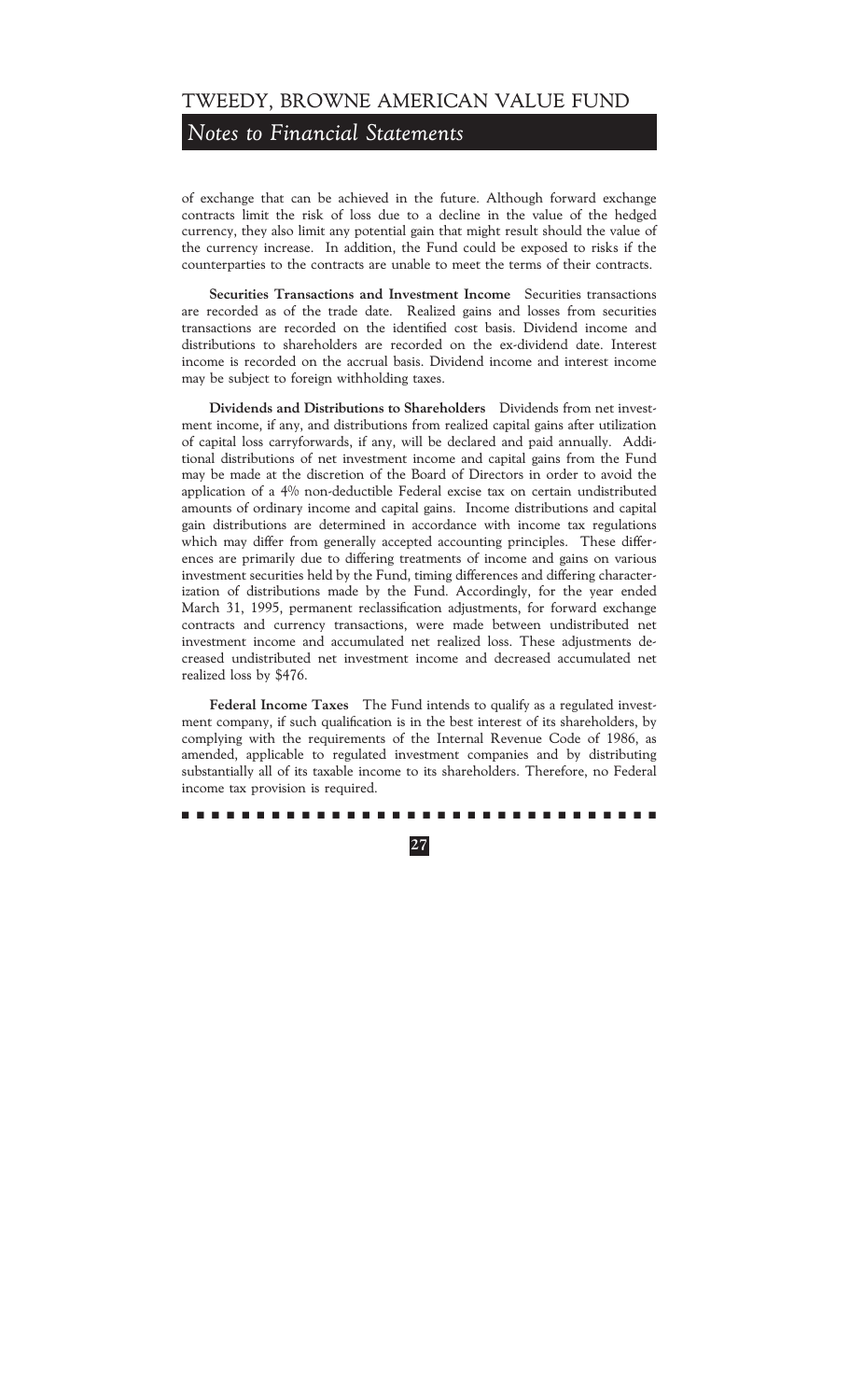of exchange that can be achieved in the future. Although forward exchange contracts limit the risk of loss due to a decline in the value of the hedged currency, they also limit any potential gain that might result should the value of the currency increase. In addition, the Fund could be exposed to risks if the counterparties to the contracts are unable to meet the terms of their contracts.

**Securities Transactions and Investment Income** Securities transactions are recorded as of the trade date. Realized gains and losses from securities transactions are recorded on the identified cost basis. Dividend income and distributions to shareholders are recorded on the ex-dividend date. Interest income is recorded on the accrual basis. Dividend income and interest income may be subject to foreign withholding taxes.

**Dividends and Distributions to Shareholders** Dividends from net investment income, if any, and distributions from realized capital gains after utilization of capital loss carryforwards, if any, will be declared and paid annually. Additional distributions of net investment income and capital gains from the Fund may be made at the discretion of the Board of Directors in order to avoid the application of a 4% non-deductible Federal excise tax on certain undistributed amounts of ordinary income and capital gains. Income distributions and capital gain distributions are determined in accordance with income tax regulations which may differ from generally accepted accounting principles. These differences are primarily due to differing treatments of income and gains on various investment securities held by the Fund, timing differences and differing characterization of distributions made by the Fund. Accordingly, for the year ended March 31, 1995, permanent reclassification adjustments, for forward exchange contracts and currency transactions, were made between undistributed net investment income and accumulated net realized loss. These adjustments decreased undistributed net investment income and decreased accumulated net realized loss by $476.

**Federal Income Taxes** The Fund intends to qualify as a regulated investment company, if such qualification is in the best interest of its shareholders, by complying with the requirements of the Internal Revenue Code of 1986, as amended, applicable to regulated investment companies and by distributing substantially all of its taxable income to its shareholders. Therefore, no Federal income tax provision is required.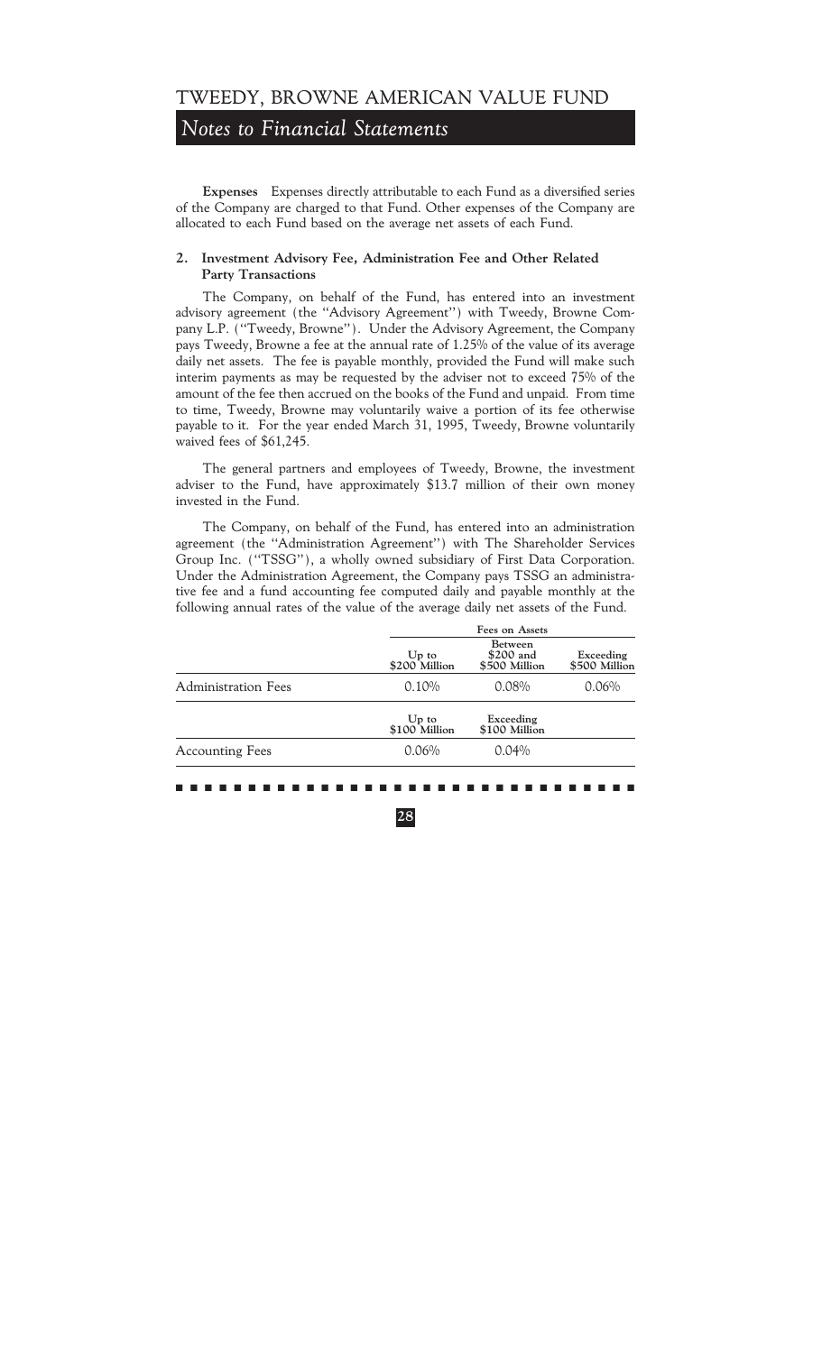**Expenses** Expenses directly attributable to each Fund as a diversified series of the Company are charged to that Fund. Other expenses of the Company are allocated to each Fund based on the average net assets of each Fund.

### 2. Investment Advisory Fee, Administration Fee and Other Related Party Transactions

The Company, on behalf of the Fund, has entered into an investment advisory agreement (the ''Advisory Agreement'') with Tweedy, Browne Company L.P. (''Tweedy, Browne''). Under the Advisory Agreement, the Company pays Tweedy, Browne a fee at the annual rate of 1.25% of the value of its average daily net assets. The fee is payable monthly, provided the Fund will make such interim payments as may be requested by the adviser not to exceed 75% of the amount of the fee then accrued on the books of the Fund and unpaid. From time to time, Tweedy, Browne may voluntarily waive a portion of its fee otherwise payable to it. For the year ended March 31, 1995, Tweedy, Browne voluntarily waived fees of $61,245.

The general partners and employees of Tweedy, Browne, the investment adviser to the Fund, have approximately $13.7 million of their own money invested in the Fund.

The Company, on behalf of the Fund, has entered into an administration agreement (the ''Administration Agreement'') with The Shareholder Services Group Inc. (''TSSG''), a wholly owned subsidiary of First Data Corporation. Under the Administration Agreement, the Company pays TSSG an administrative fee and a fund accounting fee computed daily and payable monthly at the following annual rates of the value of the average daily net assets of the Fund.

| | Fees on Assets | | |
|---|---|---|---|
| | Up to $200 Million | Between $200 and $500 Million | Exceeding $500 Million |
| Administration Fees | 0.10% | 0.08% | 0.06% |
| | Up to $100 Million | Exceeding $100 Million | |
| Accounting Fees | 0.06% | 0.04% | |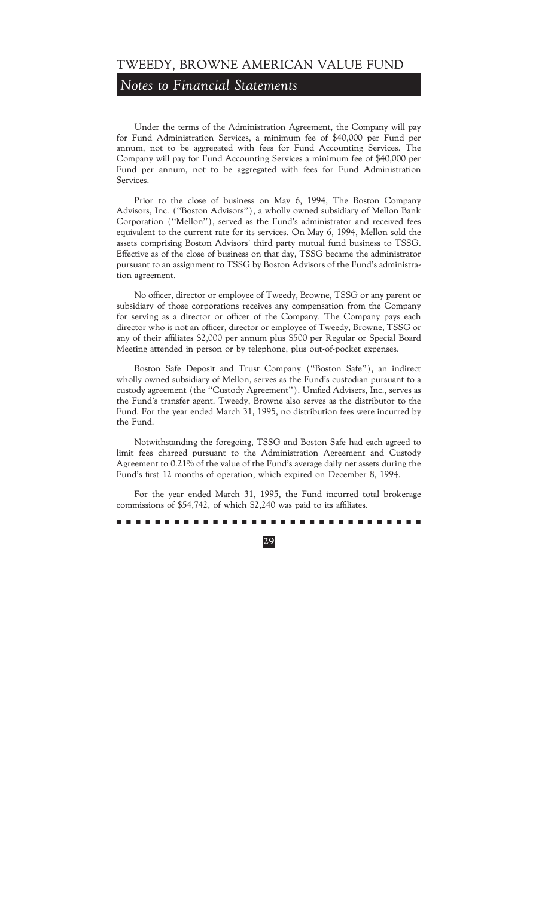Under the terms of the Administration Agreement, the Company will pay for Fund Administration Services, a minimum fee of $40,000 per Fund per annum, not to be aggregated with fees for Fund Accounting Services. The Company will pay for Fund Accounting Services a minimum fee of $40,000 per Fund per annum, not to be aggregated with fees for Fund Administration Services.

Prior to the close of business on May 6, 1994, The Boston Company Advisors, Inc. (''Boston Advisors''), a wholly owned subsidiary of Mellon Bank Corporation (''Mellon''), served as the Fund's administrator and received fees equivalent to the current rate for its services. On May 6, 1994, Mellon sold the assets comprising Boston Advisors' third party mutual fund business to TSSG. Effective as of the close of business on that day, TSSG became the administrator pursuant to an assignment to TSSG by Boston Advisors of the Fund's administration agreement.

No officer, director or employee of Tweedy, Browne, TSSG or any parent or subsidiary of those corporations receives any compensation from the Company for serving as a director or officer of the Company. The Company pays each director who is not an officer, director or employee of Tweedy, Browne, TSSG or any of their affiliates $2,000 per annum plus $500 per Regular or Special Board Meeting attended in person or by telephone, plus out-of-pocket expenses.

Boston Safe Deposit and Trust Company (''Boston Safe''), an indirect wholly owned subsidiary of Mellon, serves as the Fund's custodian pursuant to a custody agreement (the ''Custody Agreement''). Unified Advisers, Inc., serves as the Fund's transfer agent. Tweedy, Browne also serves as the distributor to the Fund. For the year ended March 31, 1995, no distribution fees were incurred by the Fund.

Notwithstanding the foregoing, TSSG and Boston Safe had each agreed to limit fees charged pursuant to the Administration Agreement and Custody Agreement to 0.21% of the value of the Fund's average daily net assets during the Fund's first 12 months of operation, which expired on December 8, 1994.

For the year ended March 31, 1995, the Fund incurred total brokerage commissions of $54,742, of which $2,240 was paid to its affiliates.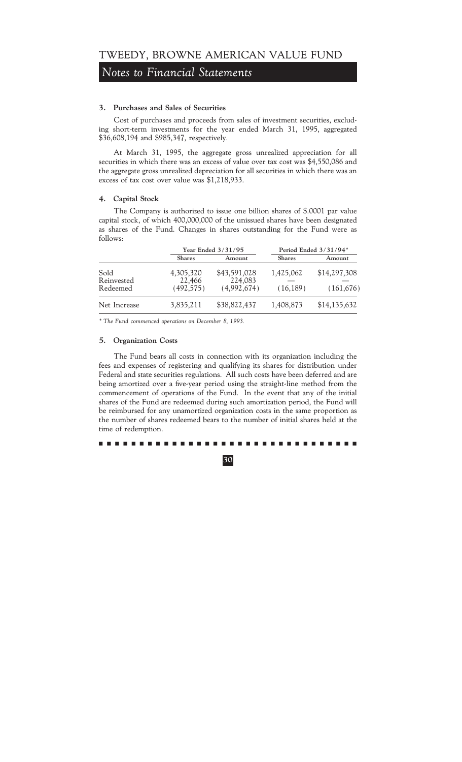# TWEEDY, BROWNE AMERICAN VALUE FUND

## *Notes to Financial Statements*

### 3. Purchases and Sales of Securities

Cost of purchases and proceeds from sales of investment securities, excluding short-term investments for the year ended March 31, 1995, aggregated $36,608,194 and $985,347, respectively.

At March 31, 1995, the aggregate gross unrealized appreciation for all securities in which there was an excess of value over tax cost was $4,550,086 and the aggregate gross unrealized depreciation for all securities in which there was an excess of tax cost over value was $1,218,933.

### 4. Capital Stock

The Company is authorized to issue one billion shares of $.0001 par value capital stock, of which 400,000,000 of the unissued shares have been designated as shares of the Fund. Changes in shares outstanding for the Fund were as follows:

| | Year Ended 3/31/95 | | Period Ended 3/31/94* | |
|---|---|---|---|---|
| | Shares | Amount | Shares | Amount |
| Sold | 4,305,320 | $43,591,028 | 1,425,062 | $14,297,308 |
| Reinvested | 22,466 | 224,083 | — | — |
| Redeemed | (492,575) | (4,992,674) | (16,189) | (161,676) |
| Net Increase | 3,835,211 | $38,822,437 | 1,408,873 | $14,135,632 |

*\* The Fund commenced operations on December 8, 1993.*

### 5. Organization Costs

The Fund bears all costs in connection with its organization including the fees and expenses of registering and qualifying its shares for distribution under Federal and state securities regulations. All such costs have been deferred and are being amortized over a five-year period using the straight-line method from the commencement of operations of the Fund. In the event that any of the initial shares of the Fund are redeemed during such amortization period, the Fund will be reimbursed for any unamortized organization costs in the same proportion as the number of shares redeemed bears to the number of initial shares held at the time of redemption.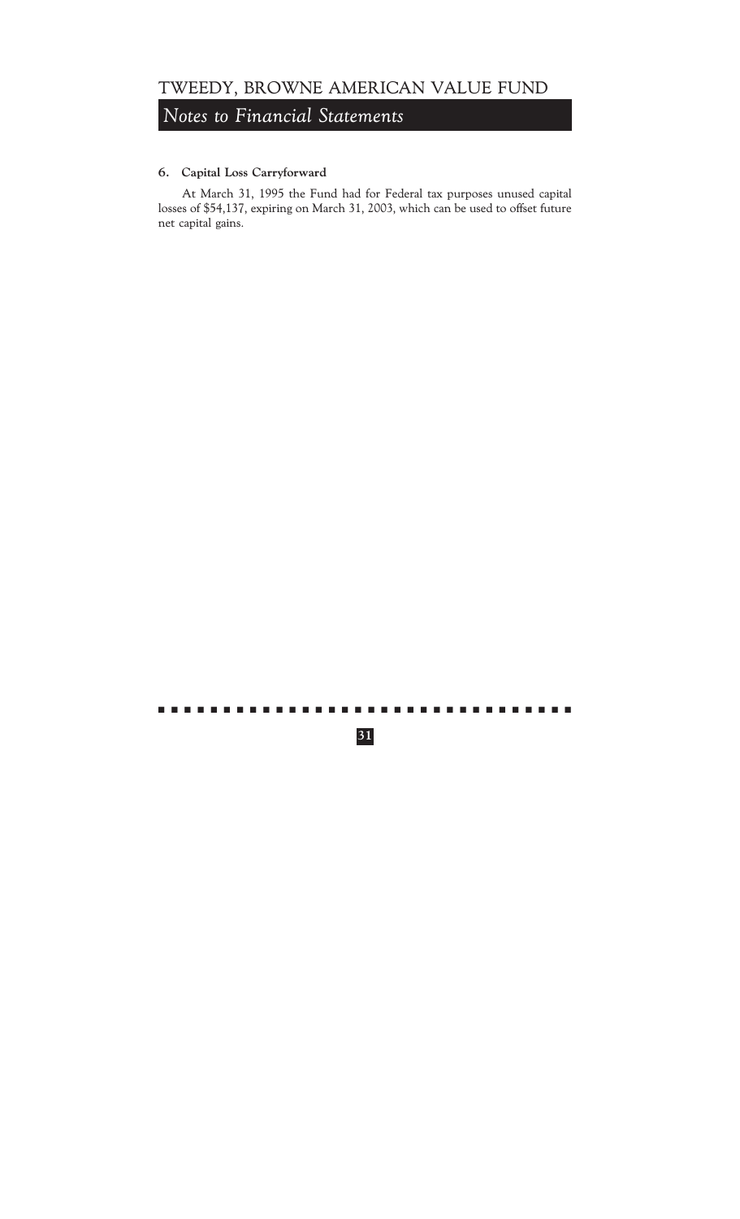**6. Capital Loss Carryforward**

At March 31, 1995 the Fund had for Federal tax purposes unused capital losses of $54,137, expiring on March 31, 2003, which can be used to offset future net capital gains.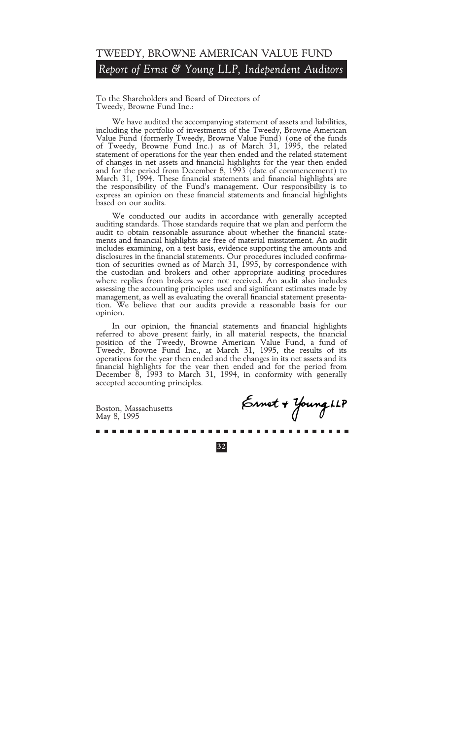# TWEEDY, BROWNE AMERICAN VALUE FUND

## *Report of Ernst & Young LLP, Independent Auditors*

To the Shareholders and Board of Directors of
Tweedy, Browne Fund Inc.:

We have audited the accompanying statement of assets and liabilities, including the portfolio of investments of the Tweedy, Browne American Value Fund (formerly Tweedy, Browne Value Fund) (one of the funds of Tweedy, Browne Fund Inc.) as of March 31, 1995, the related statement of operations for the year then ended and the related statement of changes in net assets and financial highlights for the year then ended and for the period from December 8, 1993 (date of commencement) to March 31, 1994. These financial statements and financial highlights are the responsibility of the Fund's management. Our responsibility is to express an opinion on these financial statements and financial highlights based on our audits.

We conducted our audits in accordance with generally accepted auditing standards. Those standards require that we plan and perform the audit to obtain reasonable assurance about whether the financial statements and financial highlights are free of material misstatement. An audit includes examining, on a test basis, evidence supporting the amounts and disclosures in the financial statements. Our procedures included confirmation of securities owned as of March 31, 1995, by correspondence with the custodian and brokers and other appropriate auditing procedures where replies from brokers were not received. An audit also includes assessing the accounting principles used and significant estimates made by management, as well as evaluating the overall financial statement presentation. We believe that our audits provide a reasonable basis for our opinion.

In our opinion, the financial statements and financial highlights referred to above present fairly, in all material respects, the financial position of the Tweedy, Browne American Value Fund, a fund of Tweedy, Browne Fund Inc., at March 31, 1995, the results of its operations for the year then ended and the changes in its net assets and its financial highlights for the year then ended and for the period from December 8, 1993 to March 31, 1994, in conformity with generally accepted accounting principles.

Boston, Massachusetts
May 8, 1995

Ernst & Young LLP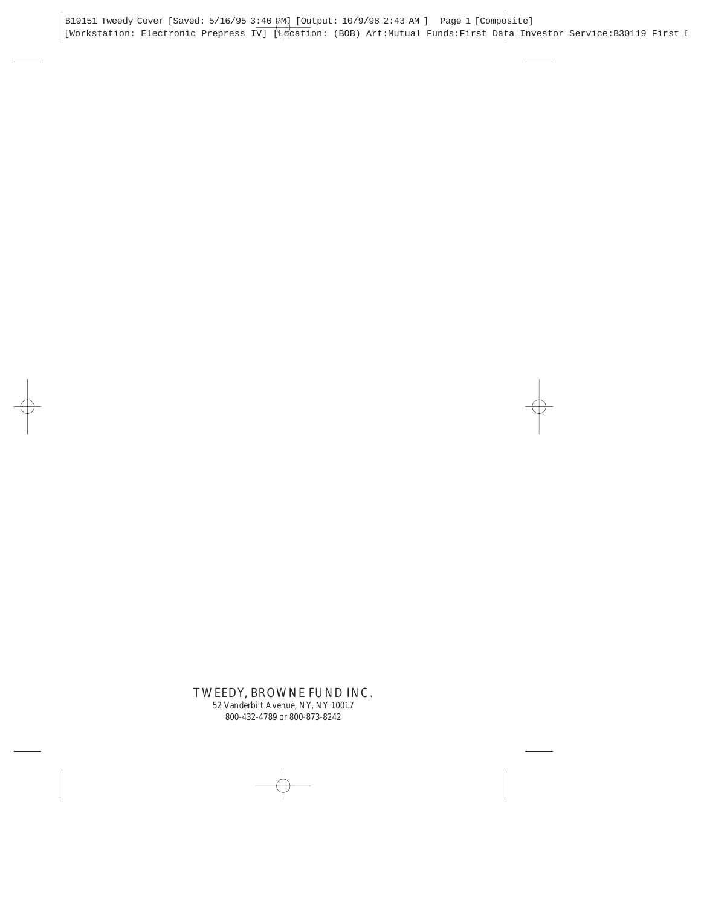TWEEDY, BROWNE FUND INC.

52 Vanderbilt Avenue, NY, NY 10017

800-432-4789 or 800-873-8242